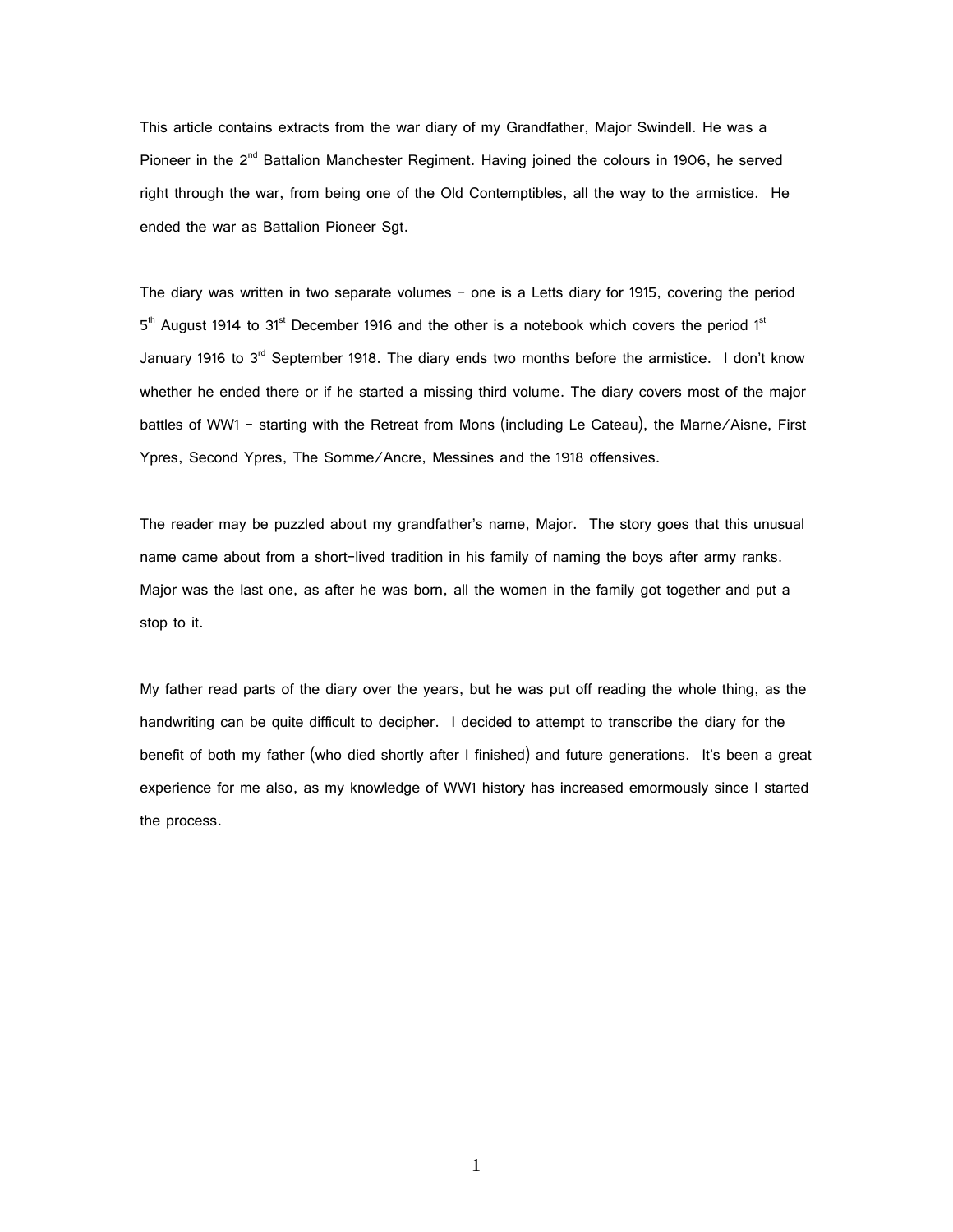This article contains extracts from the war diary of my Grandfather, Major Swindell. He was a Pioneer in the 2nd Battalion Manchester Regiment. Having joined the colours in 1906, he served right through the war, from being one of the Old Contemptibles, all the way to the armistice. He ended the war as Battalion Pioneer Sgt.

The diary was written in two separate volumes – one is a Letts diary for 1915, covering the period 5th August 1914 to 31st December 1916 and the other is a notebook which covers the period 1st January 1916 to 3rd September 1918. The diary ends two months before the armistice. I don't know whether he ended there or if he started a missing third volume. The diary covers most of the major battles of WW1 – starting with the Retreat from Mons (including Le Cateau), the Marne/Aisne, First Ypres, Second Ypres, The Somme/Ancre, Messines and the 1918 offensives.

The reader may be puzzled about my grandfather's name, Major. The story goes that this unusual name came about from a short-lived tradition in his family of naming the boys after army ranks. Major was the last one, as after he was born, all the women in the family got together and put a stop to it.

My father read parts of the diary over the years, but he was put off reading the whole thing, as the handwriting can be quite difficult to decipher. I decided to attempt to transcribe the diary for the benefit of both my father (who died shortly after I finished) and future generations. It's been a great experience for me also, as my knowledge of WW1 history has increased emormously since I started the process.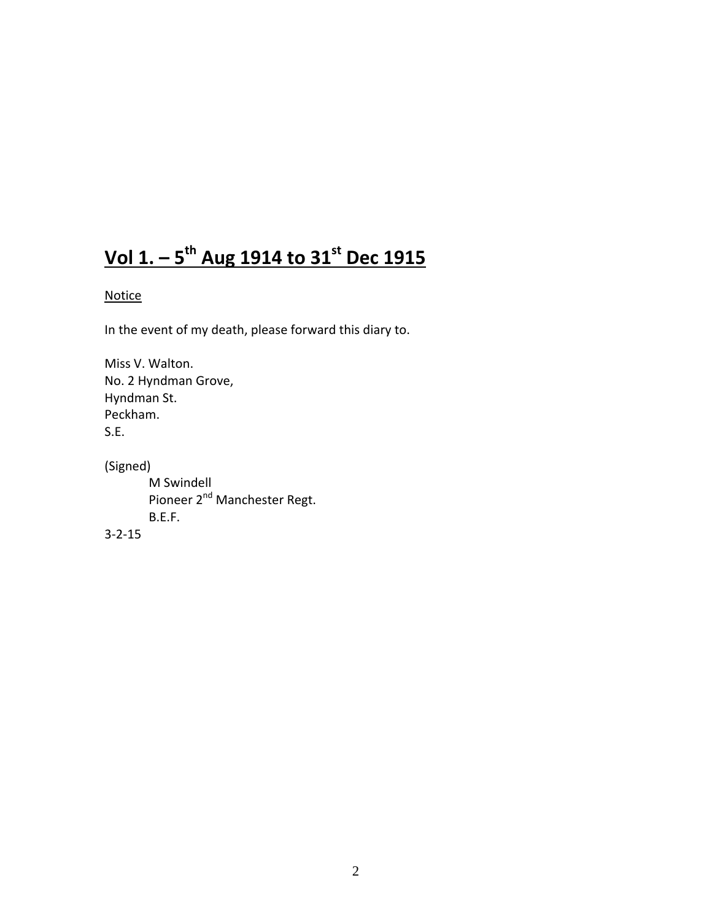# Vol 1. – 5th Aug 1914 to 31st Dec 1915

Notice

In the event of my death, please forward this diary to.

Miss V. Walton.
No. 2 Hyndman Grove,
Hyndman St.
Peckham.
S.E.

(Signed)
M Swindell
Pioneer 2nd Manchester Regt.
B.E.F.
3-2-15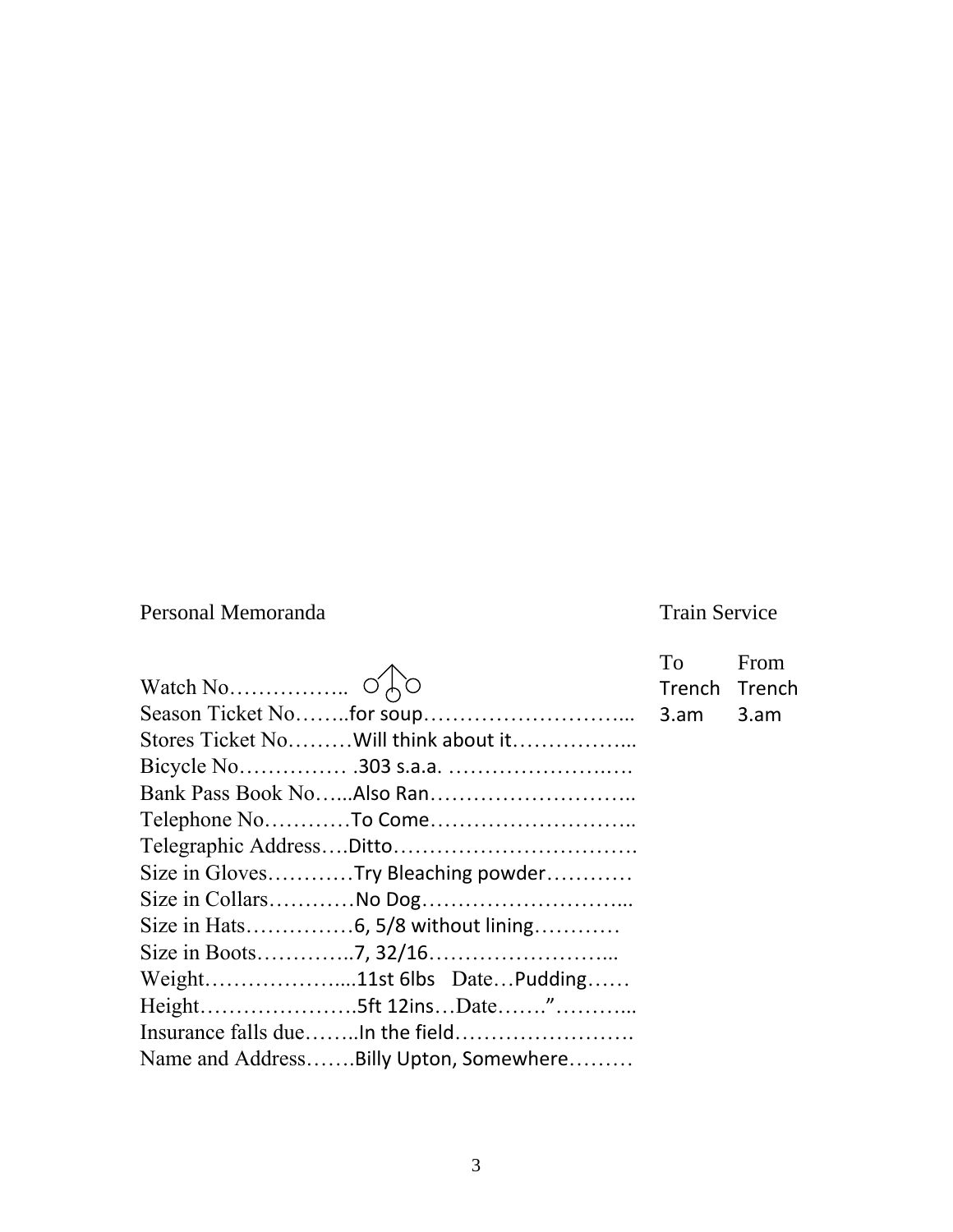## Personal Memoranda

Watch No……………..

Season Ticket No……..for soup………………………...

Stores Ticket No………Will think about it……………...

Bicycle No…………… .303 s.a.a. ……………………….

Bank Pass Book No…...Also Ran………………………..

Telephone No…………To Come………………………..

Telegraphic Address….Ditto…………………………….

Size in Gloves…………Try Bleaching powder…………

Size in Collars…………No Dog………………………...

Size in Hats……………6, 5/8 without lining…………

Size in Boots…………..7, 32/16……………………...

Weight………………....11st 6lbs Date…Pudding……

Height………………….5ft 12ins…Date…….”………...

Insurance falls due……..In the field…………………….

Name and Address…….Billy Upton, Somewhere………

## Train Service

| To | From |
|---|---|
| Trench | Trench |
| 3.am | 3.am |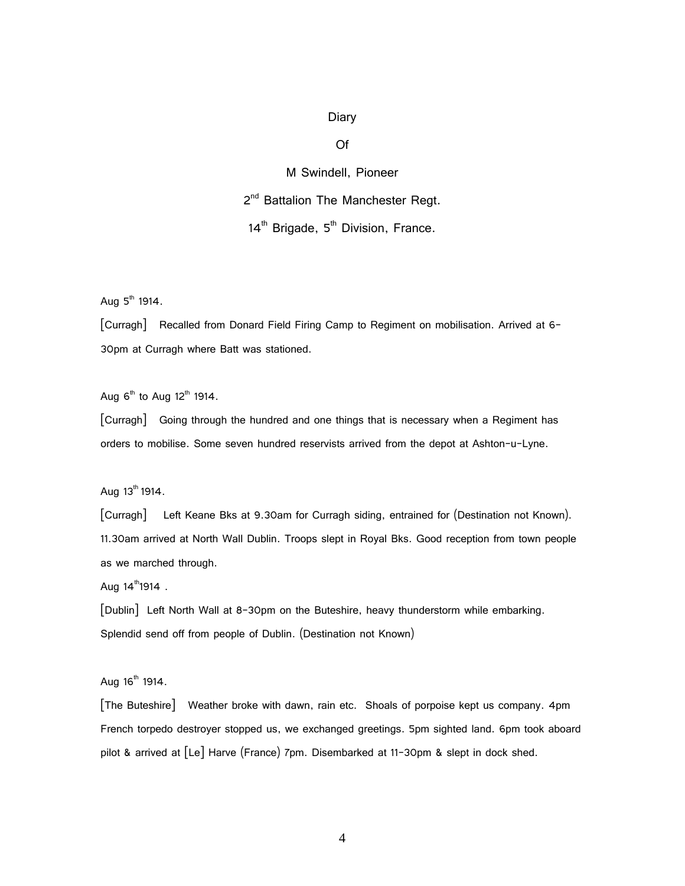# Diary

# Of

# M Swindell, Pioneer

# 2nd Battalion The Manchester Regt.

# 14th Brigade, 5th Division, France.

Aug 5th 1914.

[Curragh] Recalled from Donard Field Firing Camp to Regiment on mobilisation. Arrived at 6-30pm at Curragh where Batt was stationed.

Aug 6th to Aug 12th 1914.

[Curragh] Going through the hundred and one things that is necessary when a Regiment has orders to mobilise. Some seven hundred reservists arrived from the depot at Ashton-u-Lyne.

Aug 13th 1914.

[Curragh] Left Keane Bks at 9.30am for Curragh siding, entrained for (Destination not Known). 11.30am arrived at North Wall Dublin. Troops slept in Royal Bks. Good reception from town people as we marched through.

Aug 14th 1914 .

[Dublin] Left North Wall at 8-30pm on the Buteshire, heavy thunderstorm while embarking. Splendid send off from people of Dublin. (Destination not Known)

Aug 16th 1914.

[The Buteshire] Weather broke with dawn, rain etc. Shoals of porpoise kept us company. 4pm French torpedo destroyer stopped us, we exchanged greetings. 5pm sighted land. 6pm took aboard pilot & arrived at [Le] Harve (France) 7pm. Disembarked at 11-30pm & slept in dock shed.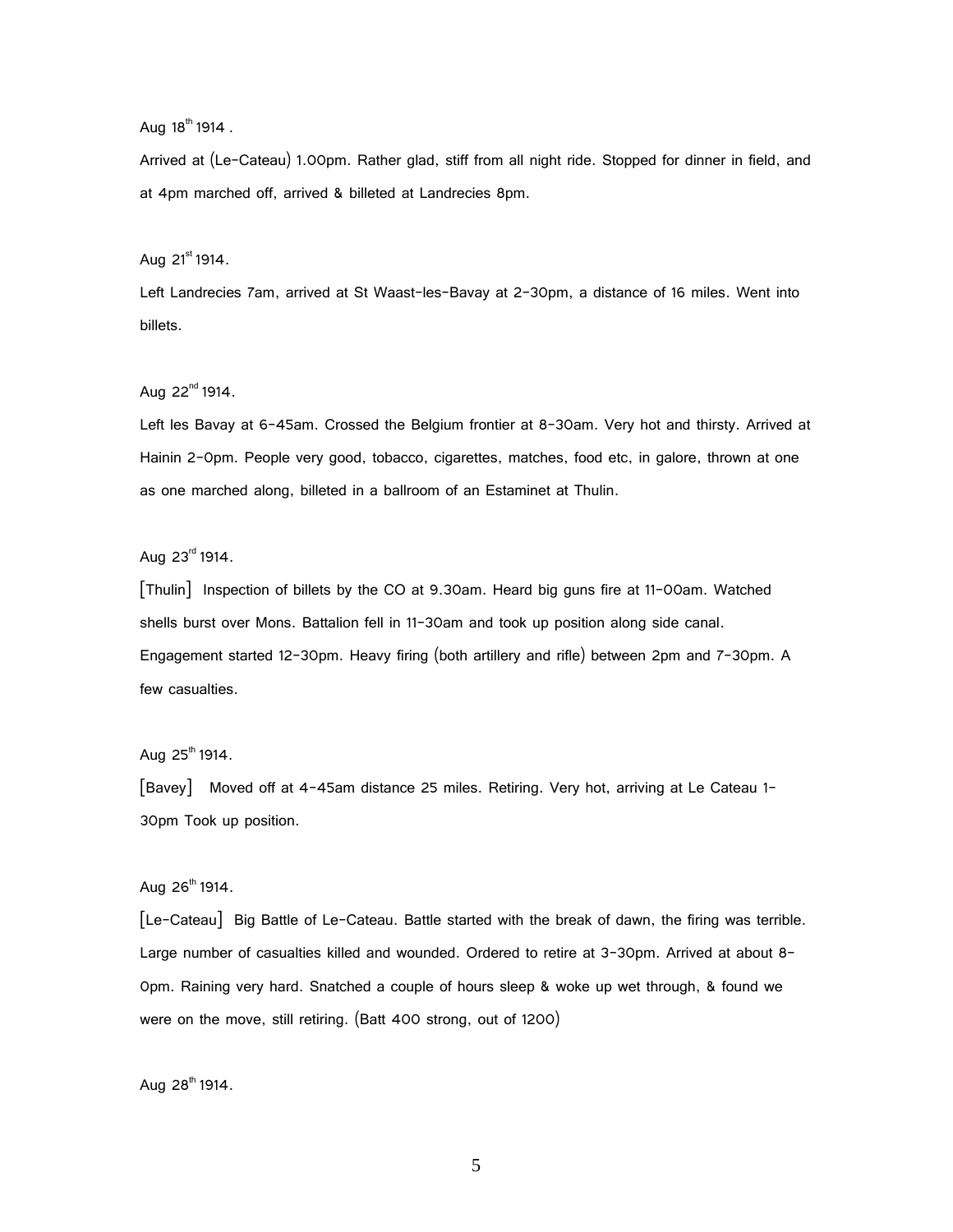Aug 18th 1914 .

Arrived at (Le-Cateau) 1.00pm. Rather glad, stiff from all night ride. Stopped for dinner in field, and at 4pm marched off, arrived & billeted at Landrecies 8pm.

Aug 21st 1914.

Left Landrecies 7am, arrived at St Waast-les-Bavay at 2-30pm, a distance of 16 miles. Went into billets.

Aug 22nd 1914.

Left les Bavay at 6-45am. Crossed the Belgium frontier at 8-30am. Very hot and thirsty. Arrived at Hainin 2-0pm. People very good, tobacco, cigarettes, matches, food etc, in galore, thrown at one as one marched along, billeted in a ballroom of an Estaminet at Thulin.

Aug 23rd 1914.

[Thulin] Inspection of billets by the CO at 9.30am. Heard big guns fire at 11-00am. Watched shells burst over Mons. Battalion fell in 11-30am and took up position along side canal. Engagement started 12-30pm. Heavy firing (both artillery and rifle) between 2pm and 7-30pm. A few casualties.

Aug 25th 1914.

[Bavey] Moved off at 4-45am distance 25 miles. Retiring. Very hot, arriving at Le Cateau 1-30pm Took up position.

Aug 26th 1914.

[Le-Cateau] Big Battle of Le-Cateau. Battle started with the break of dawn, the firing was terrible. Large number of casualties killed and wounded. Ordered to retire at 3-30pm. Arrived at about 8-0pm. Raining very hard. Snatched a couple of hours sleep & woke up wet through, & found we were on the move, still retiring. (Batt 400 strong, out of 1200)

Aug 28th 1914.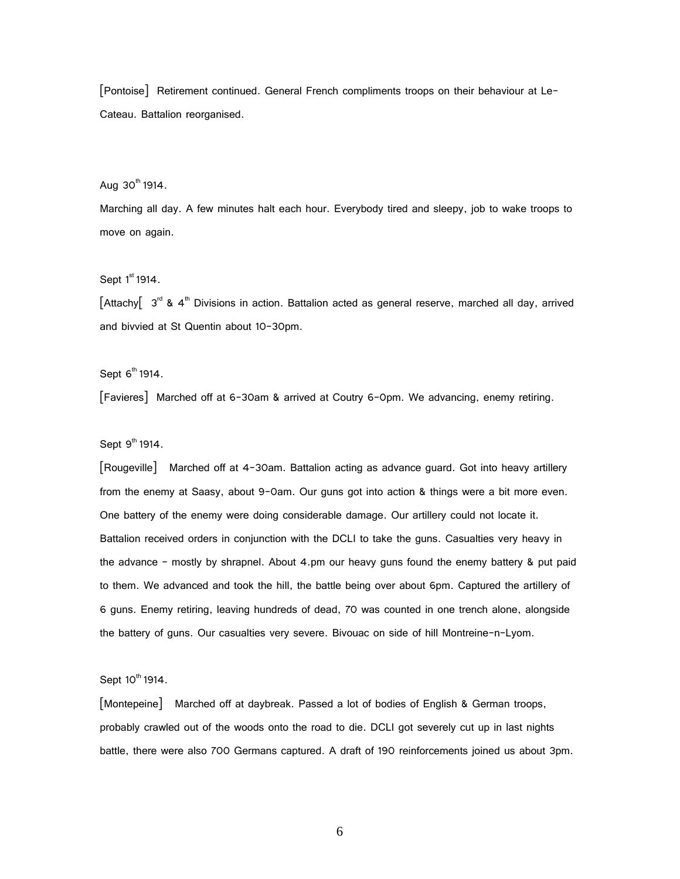[Pontoise] Retirement continued. General French compliments troops on their behaviour at Le-Cateau. Battalion reorganised.

Aug 30th 1914.

Marching all day. A few minutes halt each hour. Everybody tired and sleepy, job to wake troops to move on again.

Sept 1st 1914.

[Attachy[ 3rd & 4th Divisions in action. Battalion acted as general reserve, marched all day, arrived and bivvied at St Quentin about 10-30pm.

Sept 6th 1914.

[Favieres] Marched off at 6-30am & arrived at Coutry 6-0pm. We advancing, enemy retiring.

Sept 9th 1914.

[Rougeville] Marched off at 4-30am. Battalion acting as advance guard. Got into heavy artillery from the enemy at Saasy, about 9-0am. Our guns got into action & things were a bit more even. One battery of the enemy were doing considerable damage. Our artillery could not locate it. Battalion received orders in conjunction with the DCLI to take the guns. Casualties very heavy in the advance - mostly by shrapnel. About 4.pm our heavy guns found the enemy battery & put paid to them. We advanced and took the hill, the battle being over about 6pm. Captured the artillery of 6 guns. Enemy retiring, leaving hundreds of dead, 70 was counted in one trench alone, alongside the battery of guns. Our casualties very severe. Bivouac on side of hill Montreine-n-Lyom.

Sept 10th 1914.

[Montepeine] Marched off at daybreak. Passed a lot of bodies of English & German troops, probably crawled out of the woods onto the road to die. DCLI got severely cut up in last nights battle, there were also 700 Germans captured. A draft of 190 reinforcements joined us about 3pm.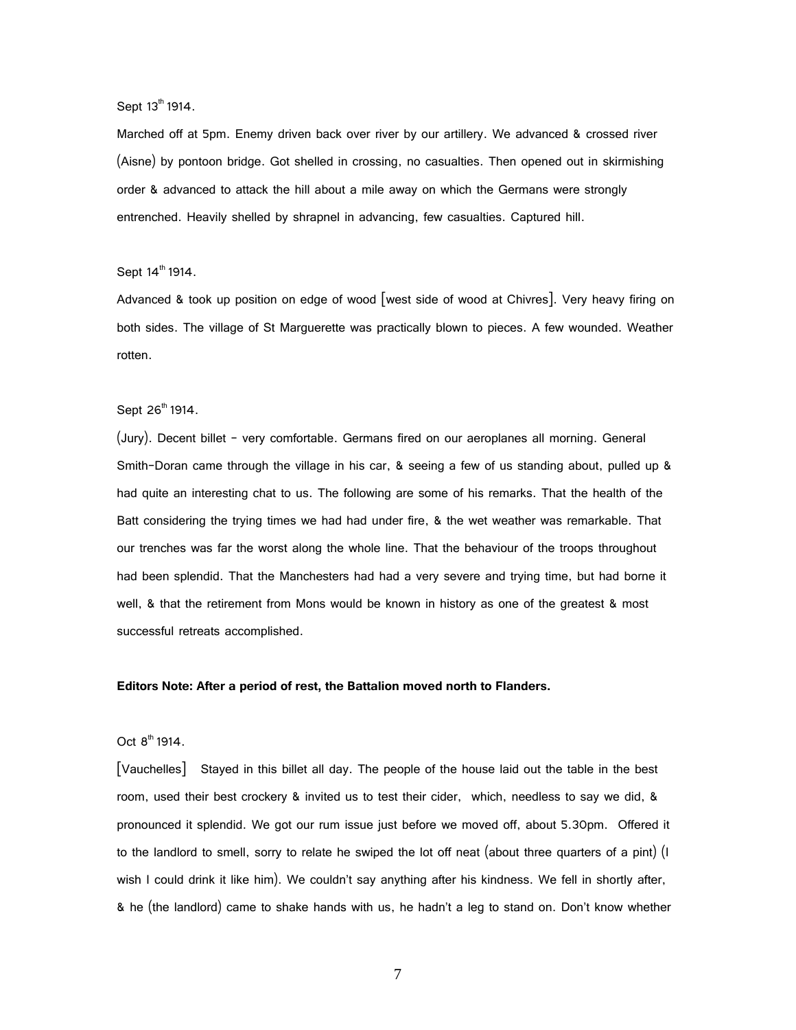Sept 13th 1914.

Marched off at 5pm. Enemy driven back over river by our artillery. We advanced & crossed river (Aisne) by pontoon bridge. Got shelled in crossing, no casualties. Then opened out in skirmishing order & advanced to attack the hill about a mile away on which the Germans were strongly entrenched. Heavily shelled by shrapnel in advancing, few casualties. Captured hill.

Sept 14th 1914.

Advanced & took up position on edge of wood [west side of wood at Chivres]. Very heavy firing on both sides. The village of St Marguerette was practically blown to pieces. A few wounded. Weather rotten.

Sept 26th 1914.

(Jury). Decent billet - very comfortable. Germans fired on our aeroplanes all morning. General Smith-Doran came through the village in his car, & seeing a few of us standing about, pulled up & had quite an interesting chat to us. The following are some of his remarks. That the health of the Batt considering the trying times we had had under fire, & the wet weather was remarkable. That our trenches was far the worst along the whole line. That the behaviour of the troops throughout had been splendid. That the Manchesters had had a very severe and trying time, but had borne it well, & that the retirement from Mons would be known in history as one of the greatest & most successful retreats accomplished.

**Editors Note: After a period of rest, the Battalion moved north to Flanders.**

Oct 8th 1914.

[Vauchelles] Stayed in this billet all day. The people of the house laid out the table in the best room, used their best crockery & invited us to test their cider, which, needless to say we did, & pronounced it splendid. We got our rum issue just before we moved off, about 5.30pm. Offered it to the landlord to smell, sorry to relate he swiped the lot off neat (about three quarters of a pint) (I wish I could drink it like him). We couldn't say anything after his kindness. We fell in shortly after, & he (the landlord) came to shake hands with us, he hadn't a leg to stand on. Don't know whether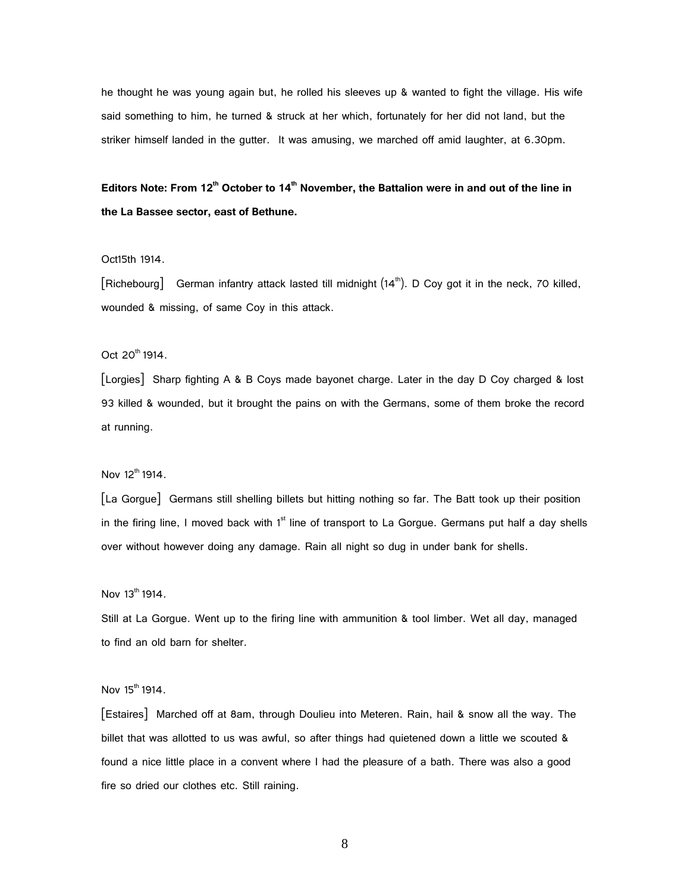he thought he was young again but, he rolled his sleeves up & wanted to fight the village. His wife said something to him, he turned & struck at her which, fortunately for her did not land, but the striker himself landed in the gutter. It was amusing, we marched off amid laughter, at 6.30pm.

**Editors Note: From 12th October to 14th November, the Battalion were in and out of the line in the La Bassee sector, east of Bethune.**

Oct15th 1914.

[Richebourg] German infantry attack lasted till midnight (14th). D Coy got it in the neck, 70 killed, wounded & missing, of same Coy in this attack.

Oct 20th 1914.

[Lorgies] Sharp fighting A & B Coys made bayonet charge. Later in the day D Coy charged & lost 93 killed & wounded, but it brought the pains on with the Germans, some of them broke the record at running.

Nov 12th 1914.

[La Gorgue] Germans still shelling billets but hitting nothing so far. The Batt took up their position in the firing line, I moved back with 1st line of transport to La Gorgue. Germans put half a day shells over without however doing any damage. Rain all night so dug in under bank for shells.

Nov 13th 1914.

Still at La Gorgue. Went up to the firing line with ammunition & tool limber. Wet all day, managed to find an old barn for shelter.

Nov 15th 1914.

[Estaires] Marched off at 8am, through Doulieu into Meteren. Rain, hail & snow all the way. The billet that was allotted to us was awful, so after things had quietened down a little we scouted & found a nice little place in a convent where I had the pleasure of a bath. There was also a good fire so dried our clothes etc. Still raining.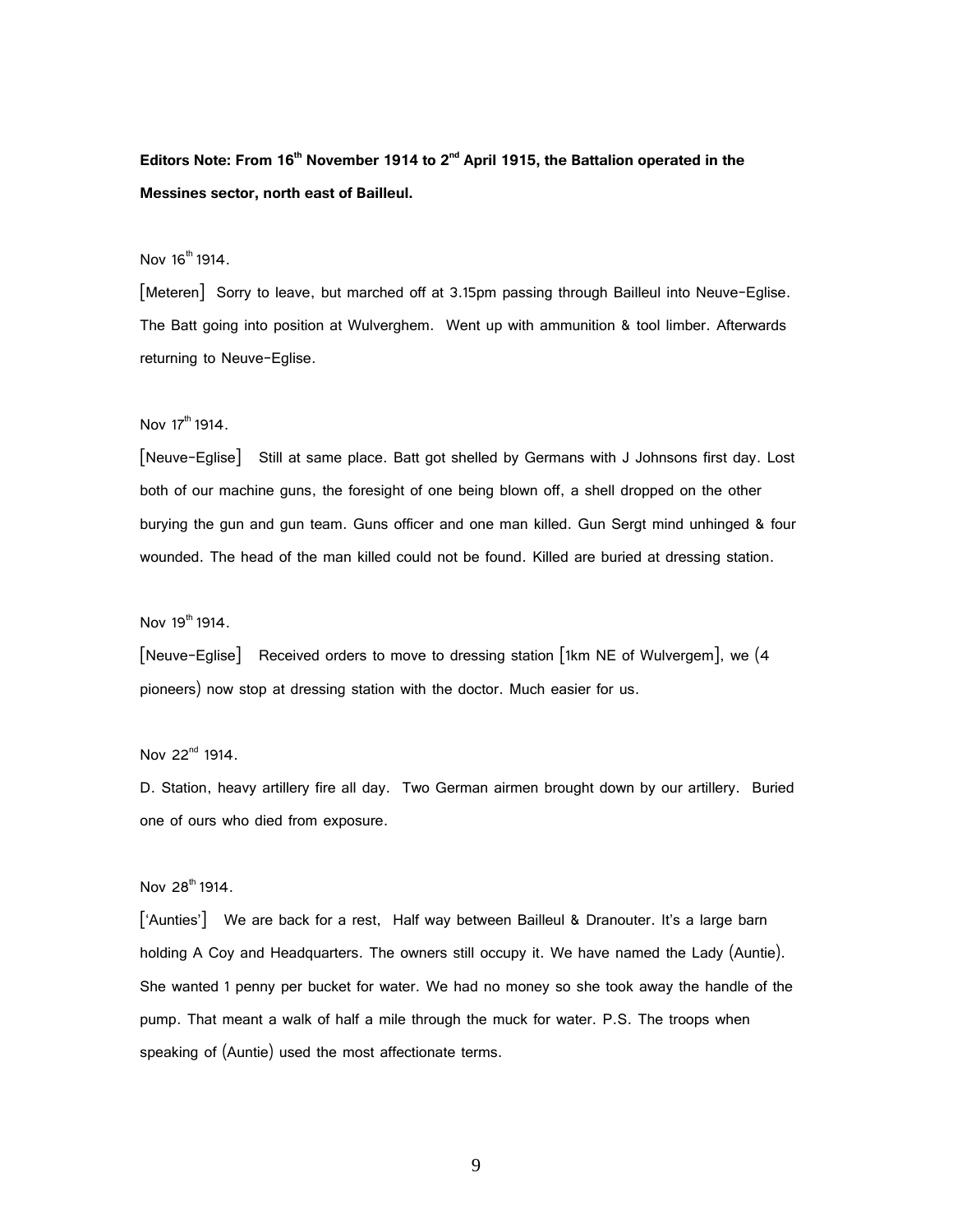**Editors Note: From 16th November 1914 to 2nd April 1915, the Battalion operated in the Messines sector, north east of Bailleul.**

Nov 16th 1914.

[Meteren] Sorry to leave, but marched off at 3.15pm passing through Bailleul into Neuve-Eglise. The Batt going into position at Wulverghem. Went up with ammunition & tool limber. Afterwards returning to Neuve-Eglise.

Nov 17th 1914.

[Neuve-Eglise] Still at same place. Batt got shelled by Germans with J Johnsons first day. Lost both of our machine guns, the foresight of one being blown off, a shell dropped on the other burying the gun and gun team. Guns officer and one man killed. Gun Sergt mind unhinged & four wounded. The head of the man killed could not be found. Killed are buried at dressing station.

Nov 19th 1914.

[Neuve-Eglise] Received orders to move to dressing station [1km NE of Wulvergem], we (4 pioneers) now stop at dressing station with the doctor. Much easier for us.

Nov 22nd 1914.

D. Station, heavy artillery fire all day. Two German airmen brought down by our artillery. Buried one of ours who died from exposure.

Nov 28th 1914.

['Aunties'] We are back for a rest, Half way between Bailleul & Dranouter. It's a large barn holding A Coy and Headquarters. The owners still occupy it. We have named the Lady (Auntie). She wanted 1 penny per bucket for water. We had no money so she took away the handle of the pump. That meant a walk of half a mile through the muck for water. P.S. The troops when speaking of (Auntie) used the most affectionate terms.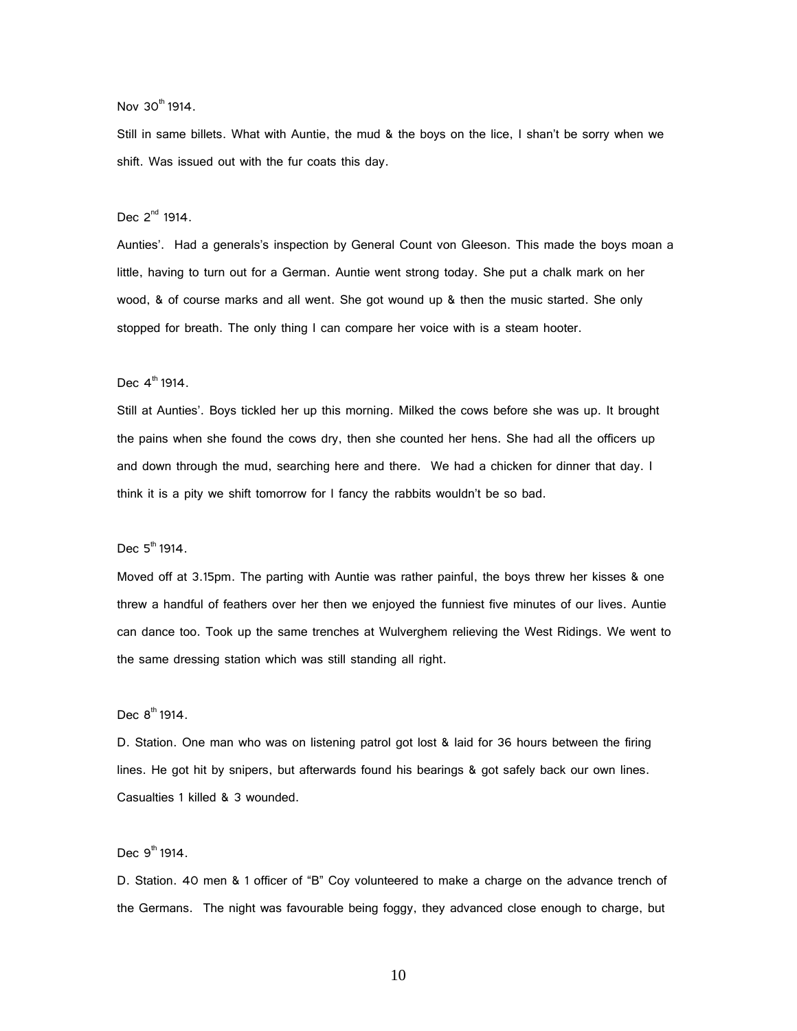Nov 30th 1914.

Still in same billets. What with Auntie, the mud & the boys on the lice, I shan't be sorry when we shift. Was issued out with the fur coats this day.

Dec 2nd 1914.

Aunties'. Had a generals's inspection by General Count von Gleeson. This made the boys moan a little, having to turn out for a German. Auntie went strong today. She put a chalk mark on her wood, & of course marks and all went. She got wound up & then the music started. She only stopped for breath. The only thing I can compare her voice with is a steam hooter.

Dec 4th 1914.

Still at Aunties'. Boys tickled her up this morning. Milked the cows before she was up. It brought the pains when she found the cows dry, then she counted her hens. She had all the officers up and down through the mud, searching here and there. We had a chicken for dinner that day. I think it is a pity we shift tomorrow for I fancy the rabbits wouldn't be so bad.

Dec 5th 1914.

Moved off at 3.15pm. The parting with Auntie was rather painful, the boys threw her kisses & one threw a handful of feathers over her then we enjoyed the funniest five minutes of our lives. Auntie can dance too. Took up the same trenches at Wulverghem relieving the West Ridings. We went to the same dressing station which was still standing all right.

Dec 8th 1914.

D. Station. One man who was on listening patrol got lost & laid for 36 hours between the firing lines. He got hit by snipers, but afterwards found his bearings & got safely back our own lines. Casualties 1 killed & 3 wounded.

Dec 9th 1914.

D. Station. 40 men & 1 officer of "B" Coy volunteered to make a charge on the advance trench of the Germans. The night was favourable being foggy, they advanced close enough to charge, but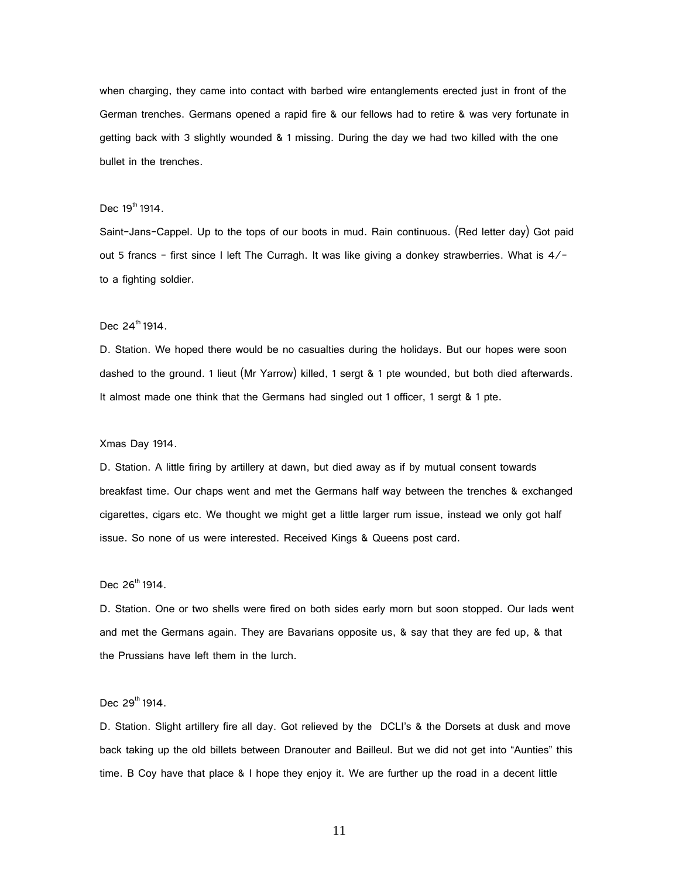when charging, they came into contact with barbed wire entanglements erected just in front of the German trenches. Germans opened a rapid fire & our fellows had to retire & was very fortunate in getting back with 3 slightly wounded & 1 missing. During the day we had two killed with the one bullet in the trenches.

Dec 19th 1914.

Saint-Jans-Cappel. Up to the tops of our boots in mud. Rain continuous. (Red letter day) Got paid out 5 francs - first since I left The Curragh. It was like giving a donkey strawberries. What is 4/- to a fighting soldier.

Dec 24th 1914.

D. Station. We hoped there would be no casualties during the holidays. But our hopes were soon dashed to the ground. 1 lieut (Mr Yarrow) killed, 1 sergt & 1 pte wounded, but both died afterwards. It almost made one think that the Germans had singled out 1 officer, 1 sergt & 1 pte.

Xmas Day 1914.

D. Station. A little firing by artillery at dawn, but died away as if by mutual consent towards breakfast time. Our chaps went and met the Germans half way between the trenches & exchanged cigarettes, cigars etc. We thought we might get a little larger rum issue, instead we only got half issue. So none of us were interested. Received Kings & Queens post card.

Dec 26th 1914.

D. Station. One or two shells were fired on both sides early morn but soon stopped. Our lads went and met the Germans again. They are Bavarians opposite us, & say that they are fed up, & that the Prussians have left them in the lurch.

Dec 29th 1914.

D. Station. Slight artillery fire all day. Got relieved by the DCLI's & the Dorsets at dusk and move back taking up the old billets between Dranouter and Bailleul. But we did not get into "Aunties" this time. B Coy have that place & I hope they enjoy it. We are further up the road in a decent little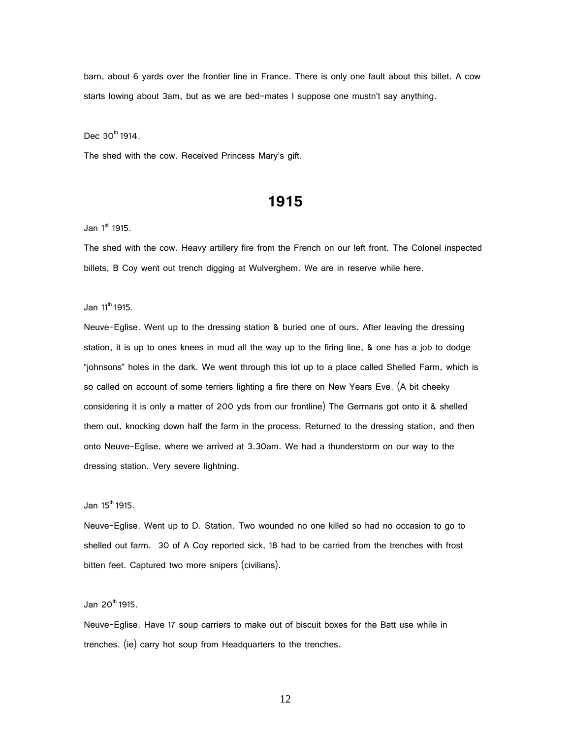barn, about 6 yards over the frontier line in France. There is only one fault about this billet. A cow starts lowing about 3am, but as we are bed-mates I suppose one mustn't say anything.

Dec 30th 1914.

The shed with the cow. Received Princess Mary's gift.

## 1915

Jan 1st 1915.

The shed with the cow. Heavy artillery fire from the French on our left front. The Colonel inspected billets, B Coy went out trench digging at Wulverghem. We are in reserve while here.

Jan 11th 1915.

Neuve-Eglise. Went up to the dressing station & buried one of ours. After leaving the dressing station, it is up to ones knees in mud all the way up to the firing line, & one has a job to dodge "johnsons" holes in the dark. We went through this lot up to a place called Shelled Farm, which is so called on account of some terriers lighting a fire there on New Years Eve. (A bit cheeky considering it is only a matter of 200 yds from our frontline) The Germans got onto it & shelled them out, knocking down half the farm in the process. Returned to the dressing station, and then onto Neuve-Eglise, where we arrived at 3.30am. We had a thunderstorm on our way to the dressing station. Very severe lightning.

Jan 15th 1915.

Neuve-Eglise. Went up to D. Station. Two wounded no one killed so had no occasion to go to shelled out farm. 30 of A Coy reported sick, 18 had to be carried from the trenches with frost bitten feet. Captured two more snipers (civilians).

Jan 20th 1915.

Neuve-Eglise. Have 17 soup carriers to make out of biscuit boxes for the Batt use while in trenches. (ie) carry hot soup from Headquarters to the trenches.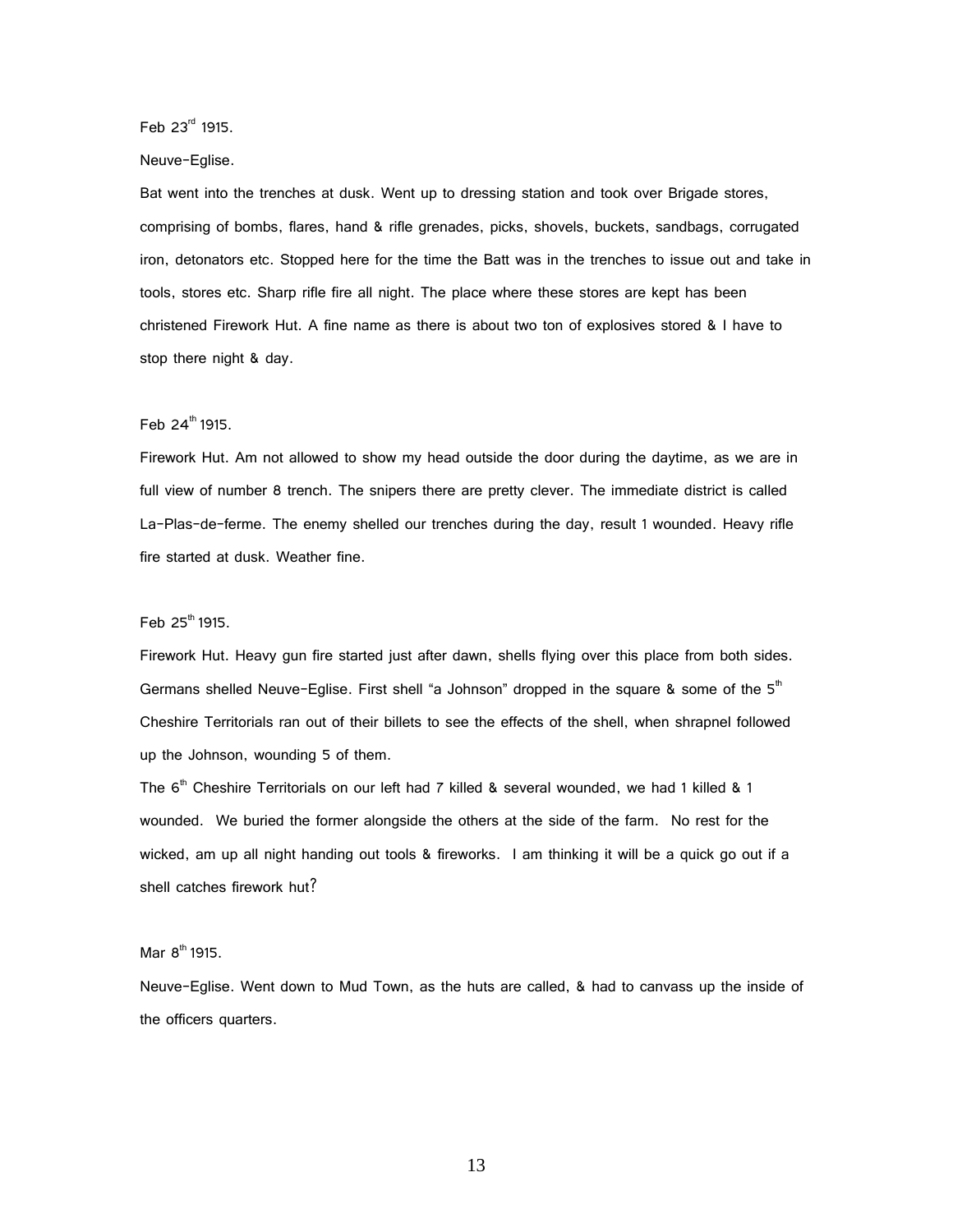Feb 23rd 1915.

Neuve-Eglise.

Bat went into the trenches at dusk. Went up to dressing station and took over Brigade stores, comprising of bombs, flares, hand & rifle grenades, picks, shovels, buckets, sandbags, corrugated iron, detonators etc. Stopped here for the time the Batt was in the trenches to issue out and take in tools, stores etc. Sharp rifle fire all night. The place where these stores are kept has been christened Firework Hut. A fine name as there is about two ton of explosives stored & I have to stop there night & day.

Feb 24th 1915.

Firework Hut. Am not allowed to show my head outside the door during the daytime, as we are in full view of number 8 trench. The snipers there are pretty clever. The immediate district is called La-Plas-de-ferme. The enemy shelled our trenches during the day, result 1 wounded. Heavy rifle fire started at dusk. Weather fine.

Feb 25th 1915.

Firework Hut. Heavy gun fire started just after dawn, shells flying over this place from both sides. Germans shelled Neuve-Eglise. First shell "a Johnson" dropped in the square & some of the 5th Cheshire Territorials ran out of their billets to see the effects of the shell, when shrapnel followed up the Johnson, wounding 5 of them.

The 6th Cheshire Territorials on our left had 7 killed & several wounded, we had 1 killed & 1 wounded. We buried the former alongside the others at the side of the farm. No rest for the wicked, am up all night handing out tools & fireworks. I am thinking it will be a quick go out if a shell catches firework hut?

Mar 8th 1915.

Neuve-Eglise. Went down to Mud Town, as the huts are called, & had to canvass up the inside of the officers quarters.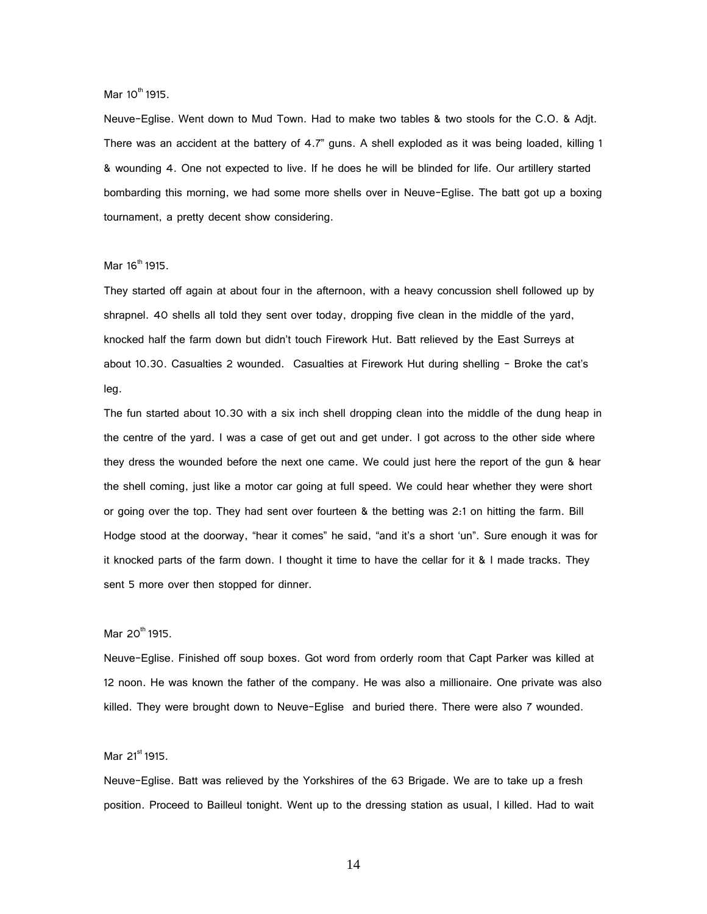Mar 10th 1915.

Neuve-Eglise. Went down to Mud Town. Had to make two tables & two stools for the C.O. & Adjt. There was an accident at the battery of 4.7" guns. A shell exploded as it was being loaded, killing 1 & wounding 4. One not expected to live. If he does he will be blinded for life. Our artillery started bombarding this morning, we had some more shells over in Neuve-Eglise. The batt got up a boxing tournament, a pretty decent show considering.

Mar 16th 1915.

They started off again at about four in the afternoon, with a heavy concussion shell followed up by shrapnel. 40 shells all told they sent over today, dropping five clean in the middle of the yard, knocked half the farm down but didn't touch Firework Hut. Batt relieved by the East Surreys at about 10.30. Casualties 2 wounded. Casualties at Firework Hut during shelling - Broke the cat's leg.

The fun started about 10.30 with a six inch shell dropping clean into the middle of the dung heap in the centre of the yard. I was a case of get out and get under. I got across to the other side where they dress the wounded before the next one came. We could just here the report of the gun & hear the shell coming, just like a motor car going at full speed. We could hear whether they were short or going over the top. They had sent over fourteen & the betting was 2:1 on hitting the farm. Bill Hodge stood at the doorway, "hear it comes" he said, "and it's a short 'un". Sure enough it was for it knocked parts of the farm down. I thought it time to have the cellar for it & I made tracks. They sent 5 more over then stopped for dinner.

Mar 20th 1915.

Neuve-Eglise. Finished off soup boxes. Got word from orderly room that Capt Parker was killed at 12 noon. He was known the father of the company. He was also a millionaire. One private was also killed. They were brought down to Neuve-Eglise and buried there. There were also 7 wounded.

Mar 21st 1915.

Neuve-Eglise. Batt was relieved by the Yorkshires of the 63 Brigade. We are to take up a fresh position. Proceed to Bailleul tonight. Went up to the dressing station as usual, I killed. Had to wait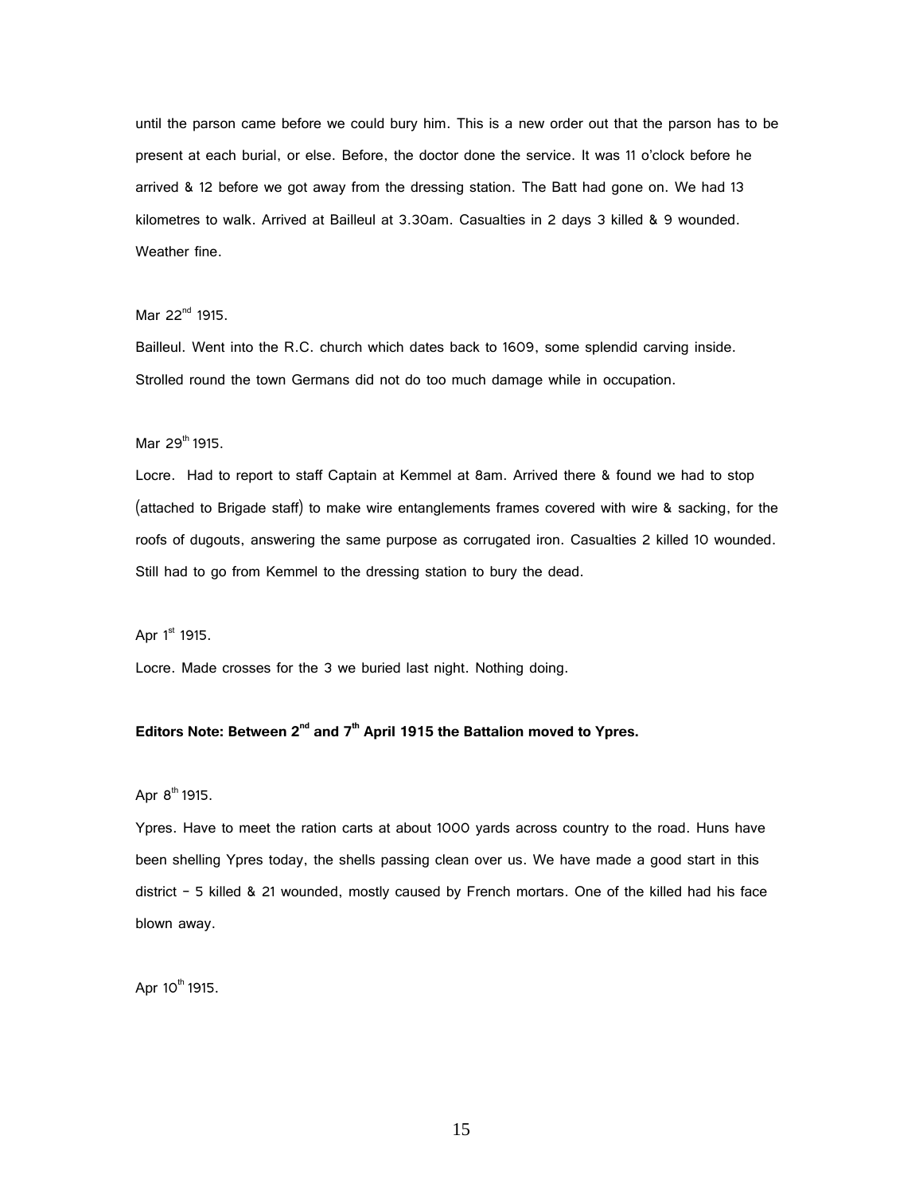until the parson came before we could bury him. This is a new order out that the parson has to be present at each burial, or else. Before, the doctor done the service. It was 11 o'clock before he arrived & 12 before we got away from the dressing station. The Batt had gone on. We had 13 kilometres to walk. Arrived at Bailleul at 3.30am. Casualties in 2 days 3 killed & 9 wounded. Weather fine.

Mar 22nd 1915.

Bailleul. Went into the R.C. church which dates back to 1609, some splendid carving inside. Strolled round the town Germans did not do too much damage while in occupation.

Mar 29th 1915.

Locre. Had to report to staff Captain at Kemmel at 8am. Arrived there & found we had to stop (attached to Brigade staff) to make wire entanglements frames covered with wire & sacking, for the roofs of dugouts, answering the same purpose as corrugated iron. Casualties 2 killed 10 wounded. Still had to go from Kemmel to the dressing station to bury the dead.

Apr 1st 1915.

Locre. Made crosses for the 3 we buried last night. Nothing doing.

**Editors Note: Between 2nd and 7th April 1915 the Battalion moved to Ypres.**

Apr 8th 1915.

Ypres. Have to meet the ration carts at about 1000 yards across country to the road. Huns have been shelling Ypres today, the shells passing clean over us. We have made a good start in this district – 5 killed & 21 wounded, mostly caused by French mortars. One of the killed had his face blown away.

Apr 10th 1915.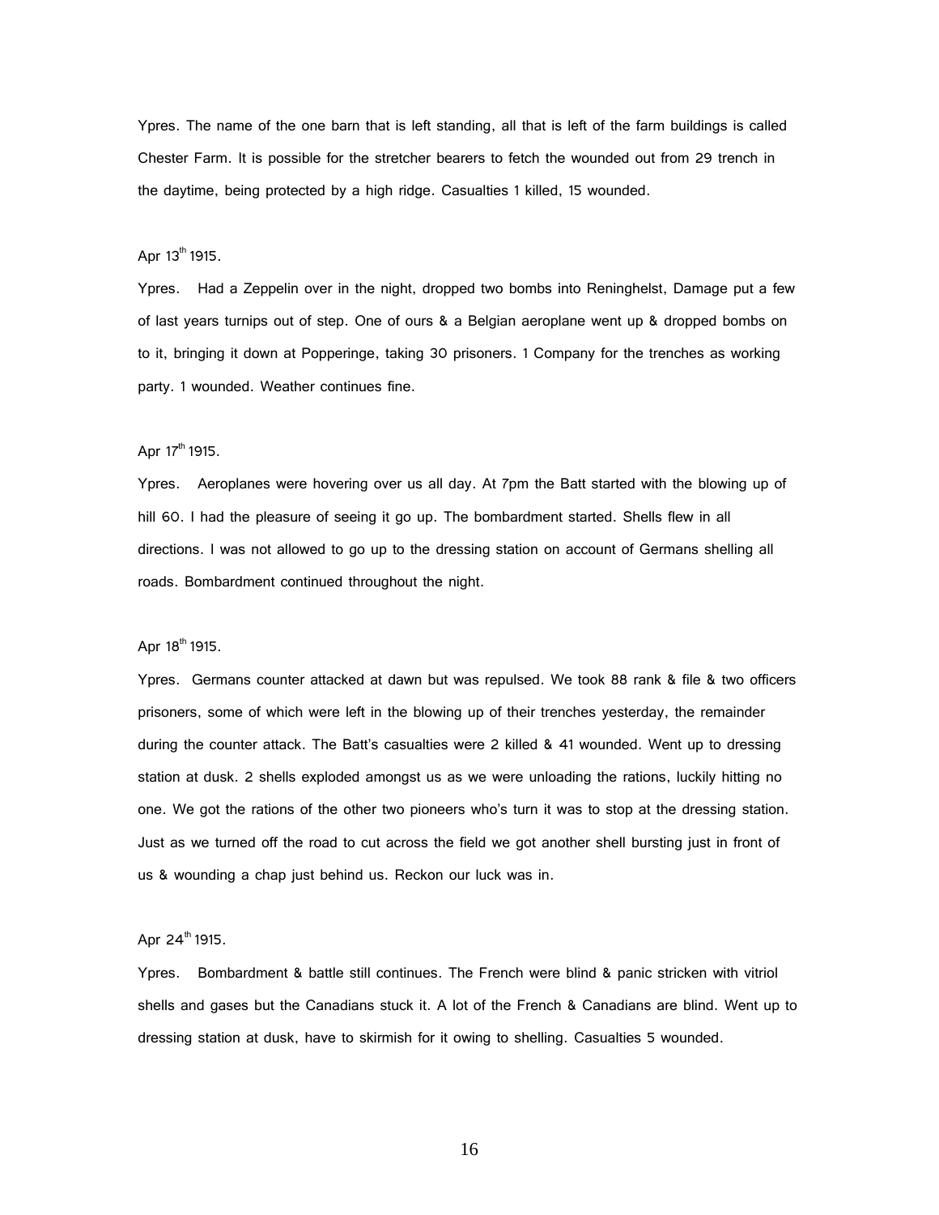Ypres. The name of the one barn that is left standing, all that is left of the farm buildings is called Chester Farm. It is possible for the stretcher bearers to fetch the wounded out from 29 trench in the daytime, being protected by a high ridge. Casualties 1 killed, 15 wounded.

Apr 13th 1915.

Ypres. Had a Zeppelin over in the night, dropped two bombs into Reninghelst, Damage put a few of last years turnips out of step. One of ours & a Belgian aeroplane went up & dropped bombs on to it, bringing it down at Popperinge, taking 30 prisoners. 1 Company for the trenches as working party. 1 wounded. Weather continues fine.

Apr 17th 1915.

Ypres. Aeroplanes were hovering over us all day. At 7pm the Batt started with the blowing up of hill 60. I had the pleasure of seeing it go up. The bombardment started. Shells flew in all directions. I was not allowed to go up to the dressing station on account of Germans shelling all roads. Bombardment continued throughout the night.

Apr 18th 1915.

Ypres. Germans counter attacked at dawn but was repulsed. We took 88 rank & file & two officers prisoners, some of which were left in the blowing up of their trenches yesterday, the remainder during the counter attack. The Batt's casualties were 2 killed & 41 wounded. Went up to dressing station at dusk. 2 shells exploded amongst us as we were unloading the rations, luckily hitting no one. We got the rations of the other two pioneers who's turn it was to stop at the dressing station. Just as we turned off the road to cut across the field we got another shell bursting just in front of us & wounding a chap just behind us. Reckon our luck was in.

Apr 24th 1915.

Ypres. Bombardment & battle still continues. The French were blind & panic stricken with vitriol shells and gases but the Canadians stuck it. A lot of the French & Canadians are blind. Went up to dressing station at dusk, have to skirmish for it owing to shelling. Casualties 5 wounded.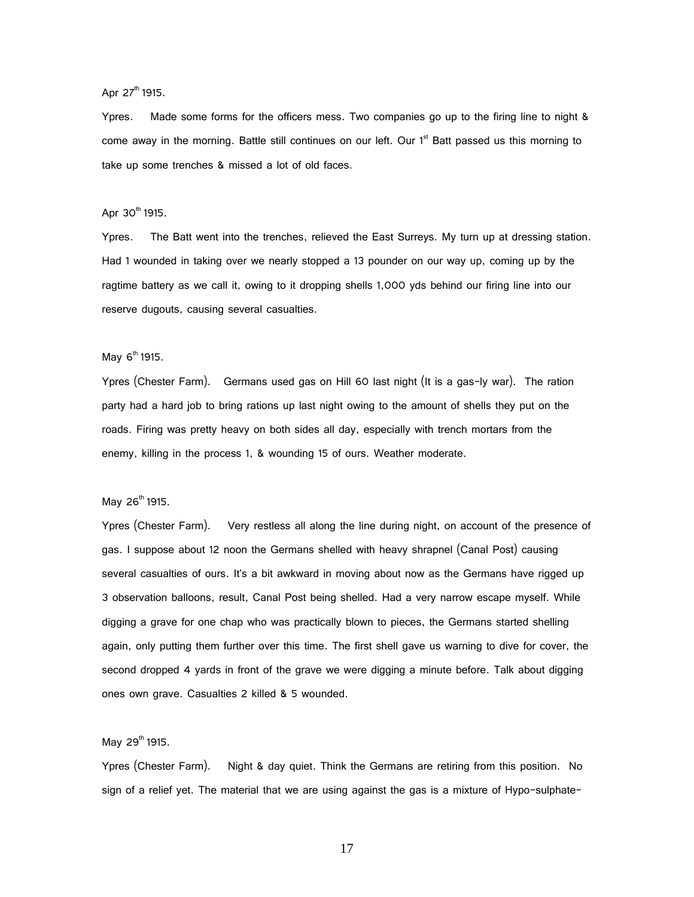Apr 27th 1915.

Ypres. Made some forms for the officers mess. Two companies go up to the firing line to night & come away in the morning. Battle still continues on our left. Our 1st Batt passed us this morning to take up some trenches & missed a lot of old faces.

Apr 30th 1915.

Ypres. The Batt went into the trenches, relieved the East Surreys. My turn up at dressing station. Had 1 wounded in taking over we nearly stopped a 13 pounder on our way up, coming up by the ragtime battery as we call it, owing to it dropping shells 1,000 yds behind our firing line into our reserve dugouts, causing several casualties.

May 6th 1915.

Ypres (Chester Farm). Germans used gas on Hill 60 last night (It is a gas-ly war). The ration party had a hard job to bring rations up last night owing to the amount of shells they put on the roads. Firing was pretty heavy on both sides all day, especially with trench mortars from the enemy, killing in the process 1, & wounding 15 of ours. Weather moderate.

May 26th 1915.

Ypres (Chester Farm). Very restless all along the line during night, on account of the presence of gas. I suppose about 12 noon the Germans shelled with heavy shrapnel (Canal Post) causing several casualties of ours. It's a bit awkward in moving about now as the Germans have rigged up 3 observation balloons, result, Canal Post being shelled. Had a very narrow escape myself. While digging a grave for one chap who was practically blown to pieces, the Germans started shelling again, only putting them further over this time. The first shell gave us warning to dive for cover, the second dropped 4 yards in front of the grave we were digging a minute before. Talk about digging ones own grave. Casualties 2 killed & 5 wounded.

May 29th 1915.

Ypres (Chester Farm). Night & day quiet. Think the Germans are retiring from this position. No sign of a relief yet. The material that we are using against the gas is a mixture of Hypo-sulphate-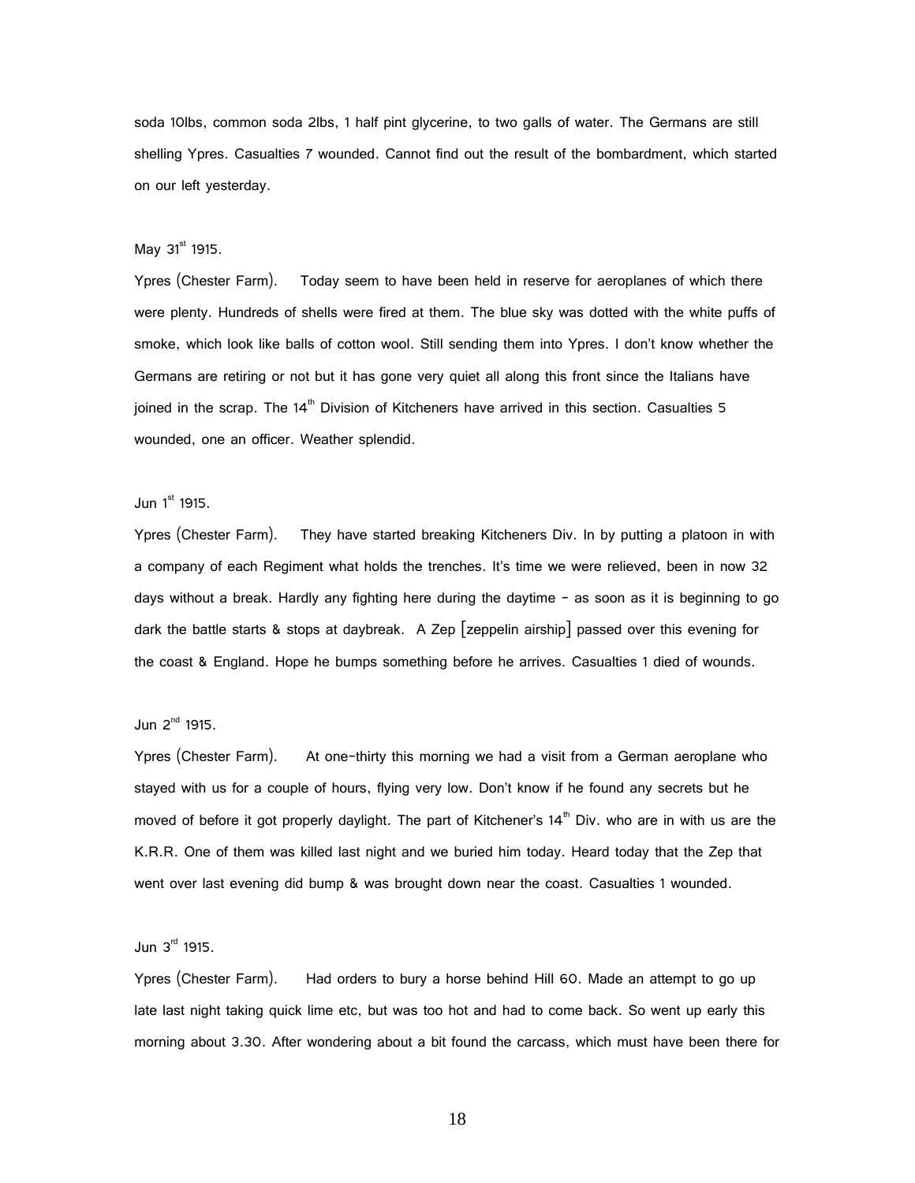soda 10lbs, common soda 2lbs, 1 half pint glycerine, to two galls of water. The Germans are still shelling Ypres. Casualties 7 wounded. Cannot find out the result of the bombardment, which started on our left yesterday.

May 31st 1915.

Ypres (Chester Farm). Today seem to have been held in reserve for aeroplanes of which there were plenty. Hundreds of shells were fired at them. The blue sky was dotted with the white puffs of smoke, which look like balls of cotton wool. Still sending them into Ypres. I don't know whether the Germans are retiring or not but it has gone very quiet all along this front since the Italians have joined in the scrap. The 14th Division of Kitcheners have arrived in this section. Casualties 5 wounded, one an officer. Weather splendid.

Jun 1st 1915.

Ypres (Chester Farm). They have started breaking Kitcheners Div. In by putting a platoon in with a company of each Regiment what holds the trenches. It's time we were relieved, been in now 32 days without a break. Hardly any fighting here during the daytime – as soon as it is beginning to go dark the battle starts & stops at daybreak. A Zep [zeppelin airship] passed over this evening for the coast & England. Hope he bumps something before he arrives. Casualties 1 died of wounds.

Jun 2nd 1915.

Ypres (Chester Farm). At one-thirty this morning we had a visit from a German aeroplane who stayed with us for a couple of hours, flying very low. Don't know if he found any secrets but he moved of before it got properly daylight. The part of Kitchener's 14th Div. who are in with us are the K.R.R. One of them was killed last night and we buried him today. Heard today that the Zep that went over last evening did bump & was brought down near the coast. Casualties 1 wounded.

Jun 3rd 1915.

Ypres (Chester Farm). Had orders to bury a horse behind Hill 60. Made an attempt to go up late last night taking quick lime etc, but was too hot and had to come back. So went up early this morning about 3.30. After wondering about a bit found the carcass, which must have been there for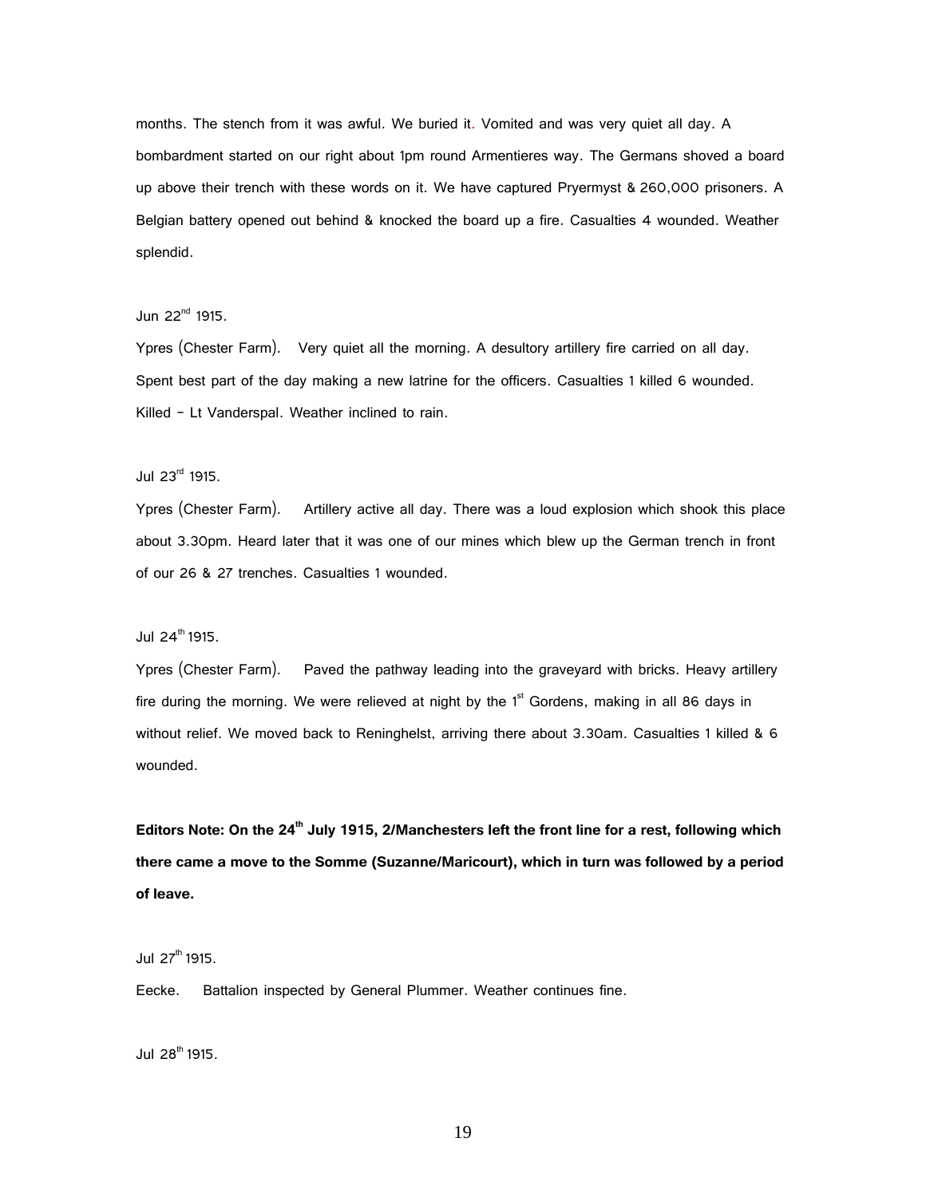months. The stench from it was awful. We buried it. Vomited and was very quiet all day. A bombardment started on our right about 1pm round Armentieres way. The Germans shoved a board up above their trench with these words on it. We have captured Pryermyst & 260,000 prisoners. A Belgian battery opened out behind & knocked the board up a fire. Casualties 4 wounded. Weather splendid.

Jun 22nd 1915.

Ypres (Chester Farm). Very quiet all the morning. A desultory artillery fire carried on all day. Spent best part of the day making a new latrine for the officers. Casualties 1 killed 6 wounded. Killed – Lt Vanderspal. Weather inclined to rain.

Jul 23rd 1915.

Ypres (Chester Farm). Artillery active all day. There was a loud explosion which shook this place about 3.30pm. Heard later that it was one of our mines which blew up the German trench in front of our 26 & 27 trenches. Casualties 1 wounded.

Jul 24th 1915.

Ypres (Chester Farm). Paved the pathway leading into the graveyard with bricks. Heavy artillery fire during the morning. We were relieved at night by the 1st Gordens, making in all 86 days in without relief. We moved back to Reninghelst, arriving there about 3.30am. Casualties 1 killed & 6 wounded.

**Editors Note: On the 24th July 1915, 2/Manchesters left the front line for a rest, following which there came a move to the Somme (Suzanne/Maricourt), which in turn was followed by a period of leave.**

Jul 27th 1915.

Eecke. Battalion inspected by General Plummer. Weather continues fine.

Jul 28th 1915.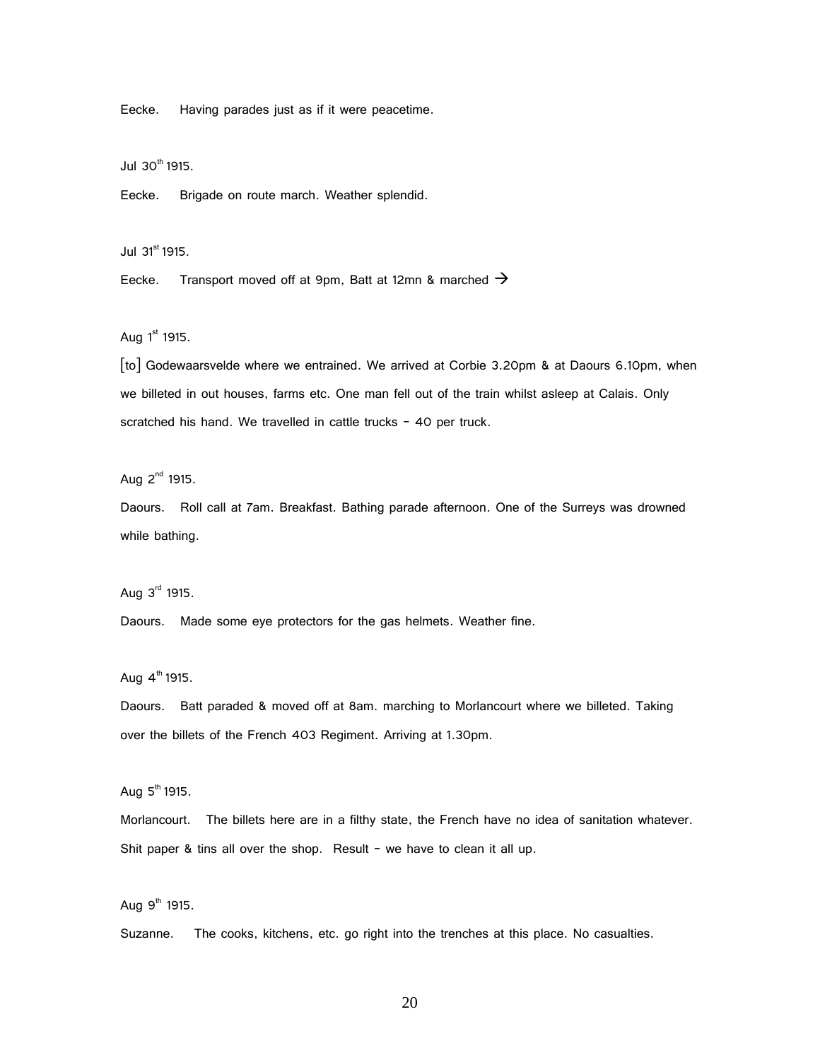Eecke. Having parades just as if it were peacetime.

Jul 30th 1915.

Eecke. Brigade on route march. Weather splendid.

Jul 31st 1915.

Eecke. Transport moved off at 9pm, Batt at 12mn & marched →

Aug 1st 1915.

[to] Godewaarsvelde where we entrained. We arrived at Corbie 3.20pm & at Daours 6.10pm, when we billeted in out houses, farms etc. One man fell out of the train whilst asleep at Calais. Only scratched his hand. We travelled in cattle trucks – 40 per truck.

Aug 2nd 1915.

Daours. Roll call at 7am. Breakfast. Bathing parade afternoon. One of the Surreys was drowned while bathing.

Aug 3rd 1915.

Daours. Made some eye protectors for the gas helmets. Weather fine.

Aug 4th 1915.

Daours. Batt paraded & moved off at 8am. marching to Morlancourt where we billeted. Taking over the billets of the French 403 Regiment. Arriving at 1.30pm.

Aug 5th 1915.

Morlancourt. The billets here are in a filthy state, the French have no idea of sanitation whatever. Shit paper & tins all over the shop. Result – we have to clean it all up.

Aug 9th 1915.

Suzanne. The cooks, kitchens, etc. go right into the trenches at this place. No casualties.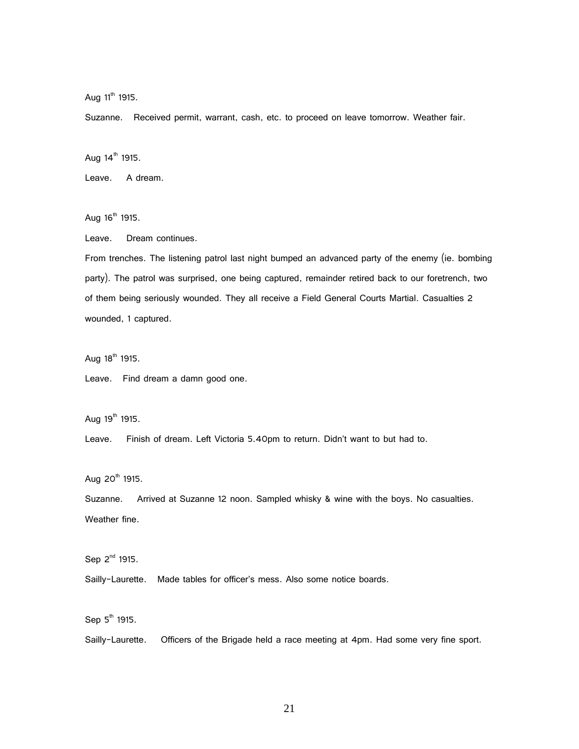Aug 11th 1915.

Suzanne. Received permit, warrant, cash, etc. to proceed on leave tomorrow. Weather fair.

Aug 14th 1915.

Leave. A dream.

Aug 16th 1915.

Leave. Dream continues.

From trenches. The listening patrol last night bumped an advanced party of the enemy (ie. bombing party). The patrol was surprised, one being captured, remainder retired back to our foretrench, two of them being seriously wounded. They all receive a Field General Courts Martial. Casualties 2 wounded, 1 captured.

Aug 18th 1915.

Leave. Find dream a damn good one.

Aug 19th 1915.

Leave. Finish of dream. Left Victoria 5.40pm to return. Didn't want to but had to.

Aug 20th 1915.

Suzanne. Arrived at Suzanne 12 noon. Sampled whisky & wine with the boys. No casualties. Weather fine.

Sep 2nd 1915.

Sailly-Laurette. Made tables for officer's mess. Also some notice boards.

Sep 5th 1915.

Sailly-Laurette. Officers of the Brigade held a race meeting at 4pm. Had some very fine sport.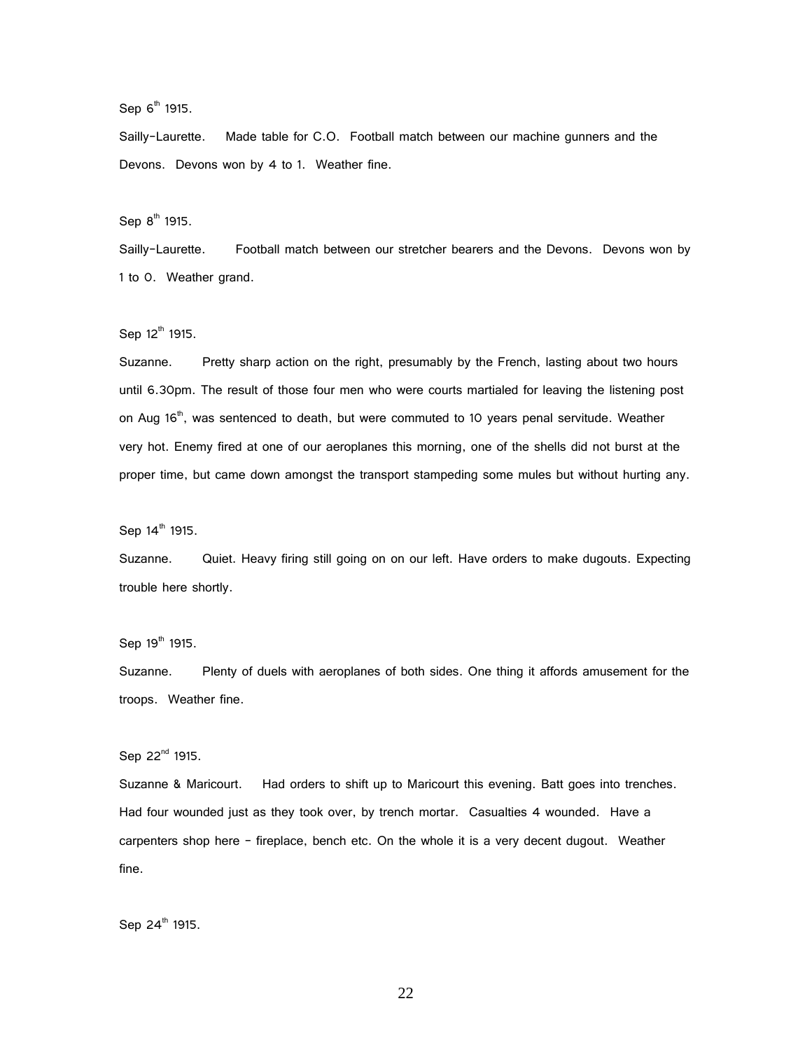Sep 6th 1915.

Sailly-Laurette. Made table for C.O. Football match between our machine gunners and the Devons. Devons won by 4 to 1. Weather fine.

Sep 8th 1915.

Sailly-Laurette. Football match between our stretcher bearers and the Devons. Devons won by 1 to 0. Weather grand.

Sep 12th 1915.

Suzanne. Pretty sharp action on the right, presumably by the French, lasting about two hours until 6.30pm. The result of those four men who were courts martialed for leaving the listening post on Aug 16th, was sentenced to death, but were commuted to 10 years penal servitude. Weather very hot. Enemy fired at one of our aeroplanes this morning, one of the shells did not burst at the proper time, but came down amongst the transport stampeding some mules but without hurting any.

Sep 14th 1915.

Suzanne. Quiet. Heavy firing still going on on our left. Have orders to make dugouts. Expecting trouble here shortly.

Sep 19th 1915.

Suzanne. Plenty of duels with aeroplanes of both sides. One thing it affords amusement for the troops. Weather fine.

Sep 22nd 1915.

Suzanne & Maricourt. Had orders to shift up to Maricourt this evening. Batt goes into trenches. Had four wounded just as they took over, by trench mortar. Casualties 4 wounded. Have a carpenters shop here - fireplace, bench etc. On the whole it is a very decent dugout. Weather fine.

Sep 24th 1915.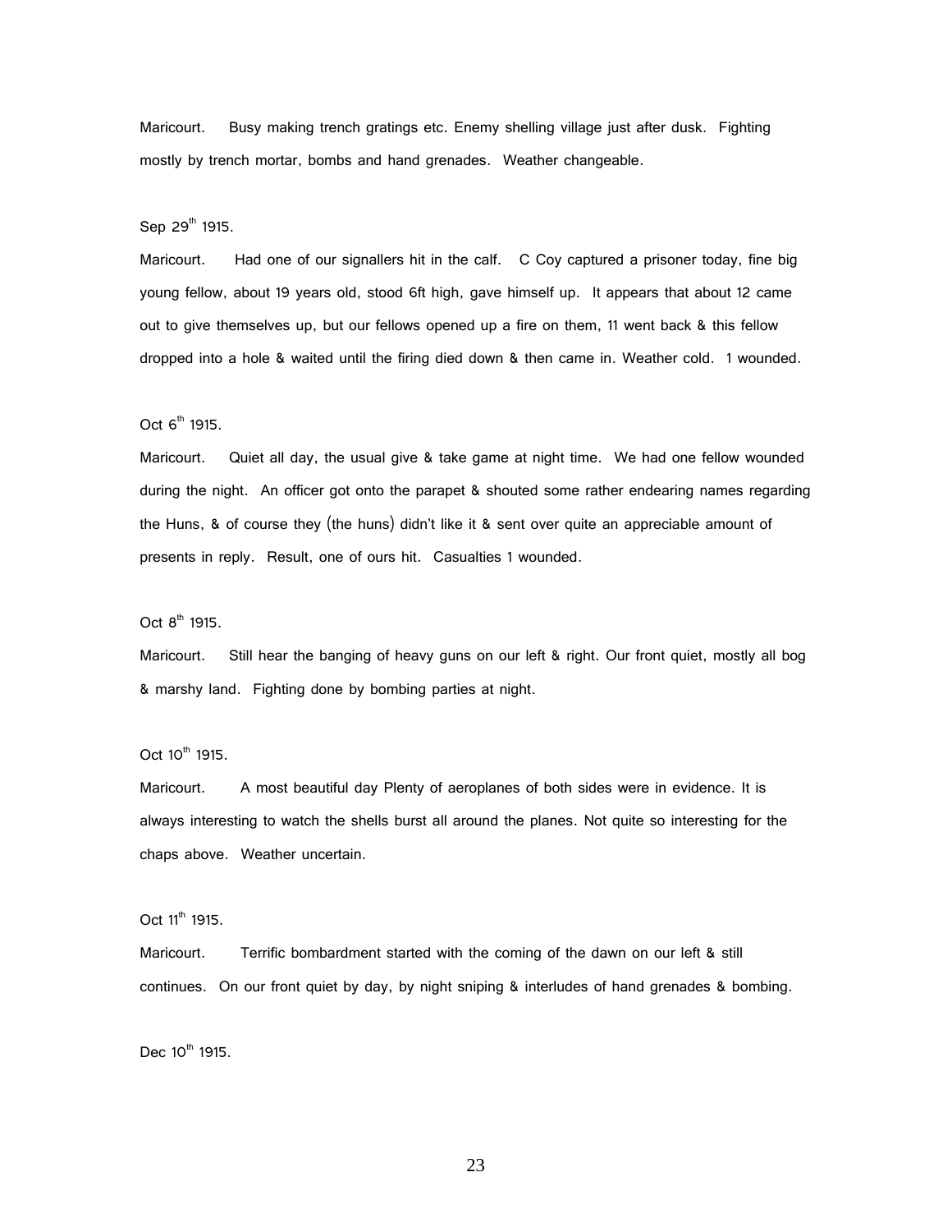Maricourt. Busy making trench gratings etc. Enemy shelling village just after dusk. Fighting mostly by trench mortar, bombs and hand grenades. Weather changeable.

Sep 29th 1915.

Maricourt. Had one of our signallers hit in the calf. C Coy captured a prisoner today, fine big young fellow, about 19 years old, stood 6ft high, gave himself up. It appears that about 12 came out to give themselves up, but our fellows opened up a fire on them, 11 went back & this fellow dropped into a hole & waited until the firing died down & then came in. Weather cold. 1 wounded.

Oct 6th 1915.

Maricourt. Quiet all day, the usual give & take game at night time. We had one fellow wounded during the night. An officer got onto the parapet & shouted some rather endearing names regarding the Huns, & of course they (the huns) didn't like it & sent over quite an appreciable amount of presents in reply. Result, one of ours hit. Casualties 1 wounded.

Oct 8th 1915.

Maricourt. Still hear the banging of heavy guns on our left & right. Our front quiet, mostly all bog & marshy land. Fighting done by bombing parties at night.

Oct 10th 1915.

Maricourt. A most beautiful day Plenty of aeroplanes of both sides were in evidence. It is always interesting to watch the shells burst all around the planes. Not quite so interesting for the chaps above. Weather uncertain.

Oct 11th 1915.

Maricourt. Terrific bombardment started with the coming of the dawn on our left & still continues. On our front quiet by day, by night sniping & interludes of hand grenades & bombing.

Dec 10th 1915.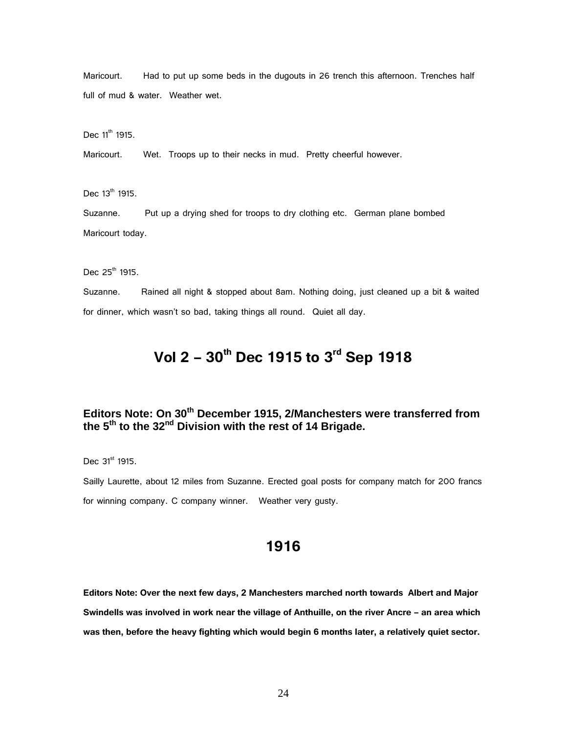Maricourt. Had to put up some beds in the dugouts in 26 trench this afternoon. Trenches half full of mud & water. Weather wet.

Dec 11th 1915.

Maricourt. Wet. Troops up to their necks in mud. Pretty cheerful however.

Dec 13th 1915.

Suzanne. Put up a drying shed for troops to dry clothing etc. German plane bombed Maricourt today.

Dec 25th 1915.

Suzanne. Rained all night & stopped about 8am. Nothing doing, just cleaned up a bit & waited for dinner, which wasn't so bad, taking things all round. Quiet all day.

# Vol 2 – 30th Dec 1915 to 3rd Sep 1918

### Editors Note: On 30th December 1915, 2/Manchesters were transferred from the 5th to the 32nd Division with the rest of 14 Brigade.

Dec 31st 1915.

Sailly Laurette, about 12 miles from Suzanne. Erected goal posts for company match for 200 francs for winning company. C company winner. Weather very gusty.

## 1916

**Editors Note: Over the next few days, 2 Manchesters marched north towards Albert and Major Swindells was involved in work near the village of Anthuille, on the river Ancre – an area which was then, before the heavy fighting which would begin 6 months later, a relatively quiet sector.**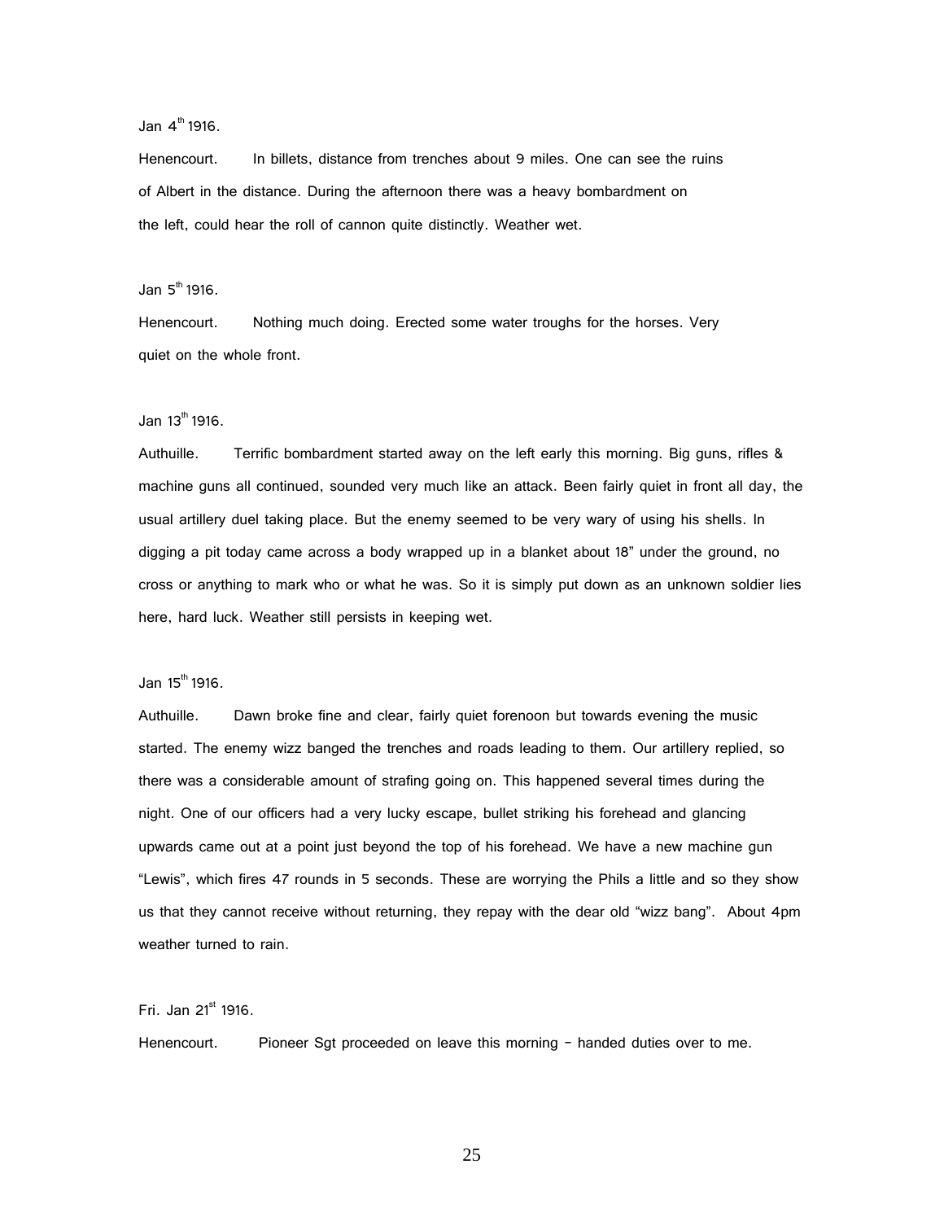Jan 4th 1916.

Henencourt. In billets, distance from trenches about 9 miles. One can see the ruins of Albert in the distance. During the afternoon there was a heavy bombardment on the left, could hear the roll of cannon quite distinctly. Weather wet.

Jan 5th 1916.

Henencourt. Nothing much doing. Erected some water troughs for the horses. Very quiet on the whole front.

Jan 13th 1916.

Authuille. Terrific bombardment started away on the left early this morning. Big guns, rifles & machine guns all continued, sounded very much like an attack. Been fairly quiet in front all day, the usual artillery duel taking place. But the enemy seemed to be very wary of using his shells. In digging a pit today came across a body wrapped up in a blanket about 18" under the ground, no cross or anything to mark who or what he was. So it is simply put down as an unknown soldier lies here, hard luck. Weather still persists in keeping wet.

Jan 15th 1916.

Authuille. Dawn broke fine and clear, fairly quiet forenoon but towards evening the music started. The enemy wizz banged the trenches and roads leading to them. Our artillery replied, so there was a considerable amount of strafing going on. This happened several times during the night. One of our officers had a very lucky escape, bullet striking his forehead and glancing upwards came out at a point just beyond the top of his forehead. We have a new machine gun "Lewis", which fires 47 rounds in 5 seconds. These are worrying the Phils a little and so they show us that they cannot receive without returning, they repay with the dear old "wizz bang". About 4pm weather turned to rain.

Fri. Jan 21st 1916.

Henencourt. Pioneer Sgt proceeded on leave this morning – handed duties over to me.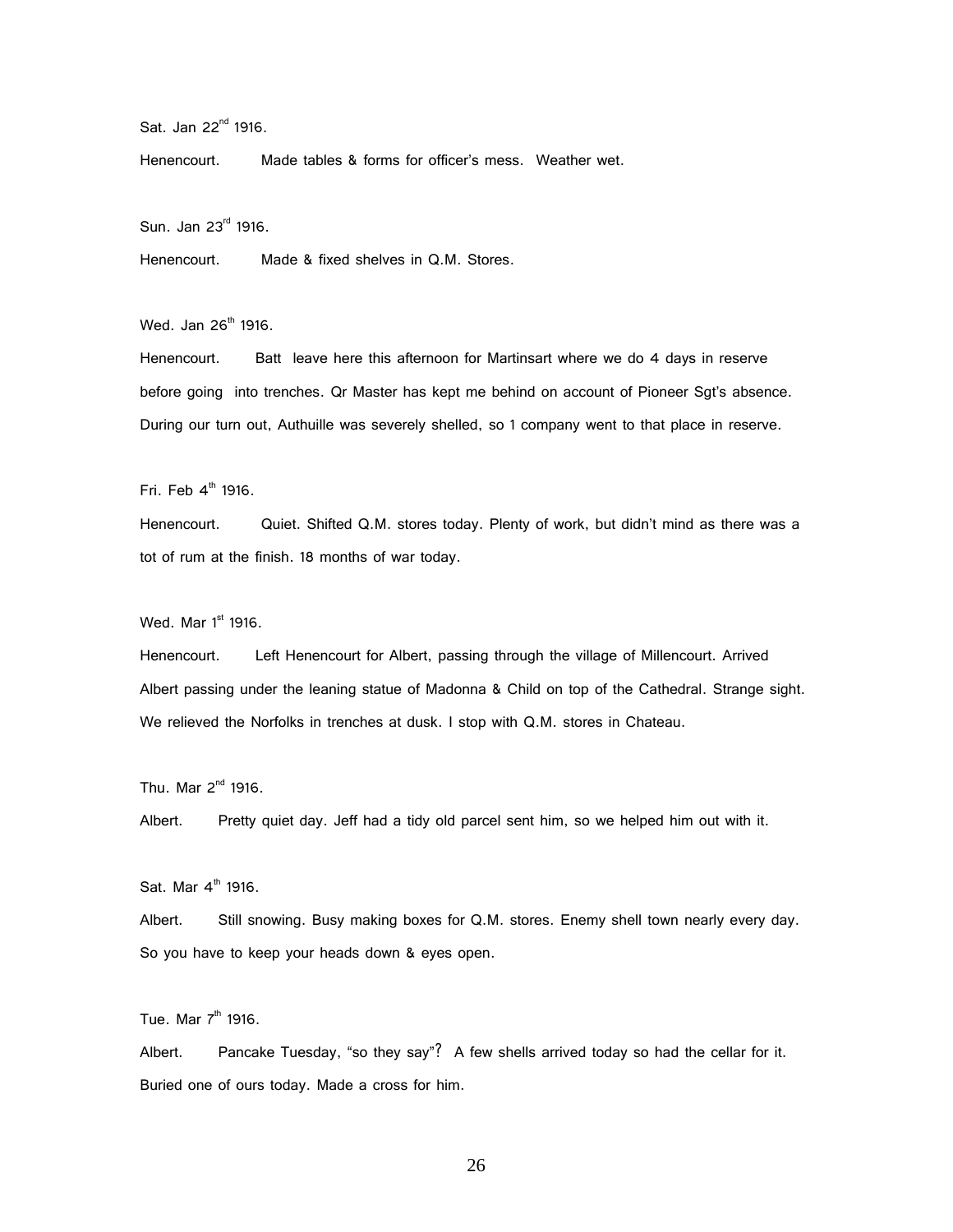Sat. Jan 22nd 1916.

Henencourt. Made tables & forms for officer's mess. Weather wet.

Sun. Jan 23rd 1916.

Henencourt. Made & fixed shelves in Q.M. Stores.

Wed. Jan 26th 1916.

Henencourt. Batt leave here this afternoon for Martinsart where we do 4 days in reserve before going into trenches. Qr Master has kept me behind on account of Pioneer Sgt's absence. During our turn out, Authuille was severely shelled, so 1 company went to that place in reserve.

Fri. Feb 4th 1916.

Henencourt. Quiet. Shifted Q.M. stores today. Plenty of work, but didn't mind as there was a tot of rum at the finish. 18 months of war today.

Wed. Mar 1st 1916.

Henencourt. Left Henencourt for Albert, passing through the village of Millencourt. Arrived Albert passing under the leaning statue of Madonna & Child on top of the Cathedral. Strange sight. We relieved the Norfolks in trenches at dusk. I stop with Q.M. stores in Chateau.

Thu. Mar 2nd 1916.

Albert. Pretty quiet day. Jeff had a tidy old parcel sent him, so we helped him out with it.

Sat. Mar 4th 1916.

Albert. Still snowing. Busy making boxes for Q.M. stores. Enemy shell town nearly every day. So you have to keep your heads down & eyes open.

Tue. Mar 7th 1916.

Albert. Pancake Tuesday, "so they say"? A few shells arrived today so had the cellar for it. Buried one of ours today. Made a cross for him.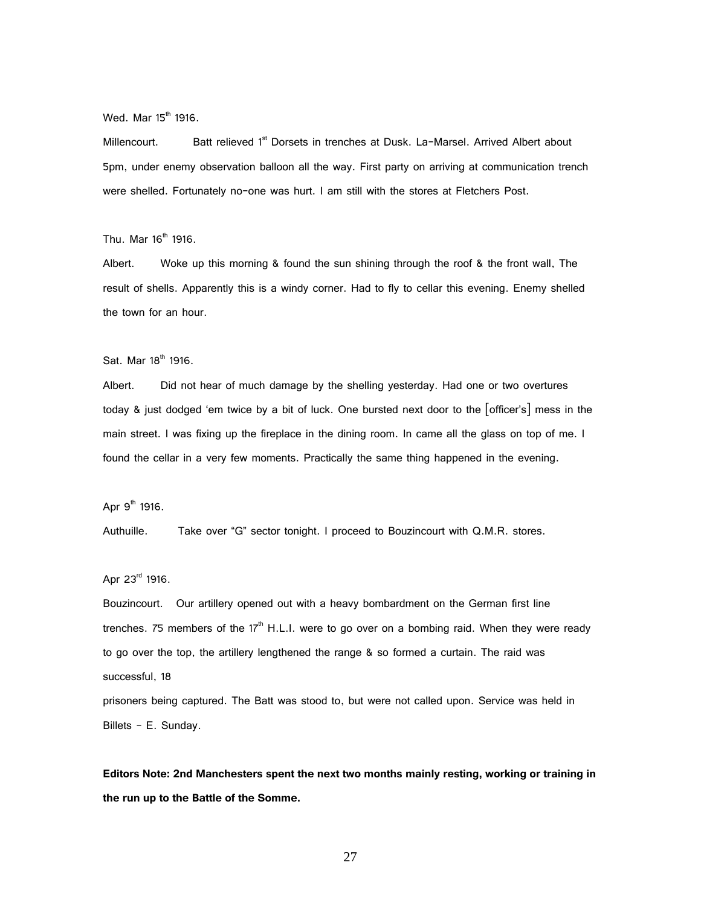Wed. Mar 15th 1916.

Millencourt. Batt relieved 1st Dorsets in trenches at Dusk. La-Marsel. Arrived Albert about 5pm, under enemy observation balloon all the way. First party on arriving at communication trench were shelled. Fortunately no-one was hurt. I am still with the stores at Fletchers Post.

Thu. Mar 16th 1916.

Albert. Woke up this morning & found the sun shining through the roof & the front wall, The result of shells. Apparently this is a windy corner. Had to fly to cellar this evening. Enemy shelled the town for an hour.

Sat. Mar 18th 1916.

Albert. Did not hear of much damage by the shelling yesterday. Had one or two overtures today & just dodged 'em twice by a bit of luck. One bursted next door to the [officer's] mess in the main street. I was fixing up the fireplace in the dining room. In came all the glass on top of me. I found the cellar in a very few moments. Practically the same thing happened in the evening.

Apr 9th 1916.

Authuille. Take over "G" sector tonight. I proceed to Bouzincourt with Q.M.R. stores.

Apr 23rd 1916.

Bouzincourt. Our artillery opened out with a heavy bombardment on the German first line trenches. 75 members of the 17th H.L.I. were to go over on a bombing raid. When they were ready to go over the top, the artillery lengthened the range & so formed a curtain. The raid was successful, 18 prisoners being captured. The Batt was stood to, but were not called upon. Service was held in Billets - E. Sunday.

**Editors Note: 2nd Manchesters spent the next two months mainly resting, working or training in the run up to the Battle of the Somme.**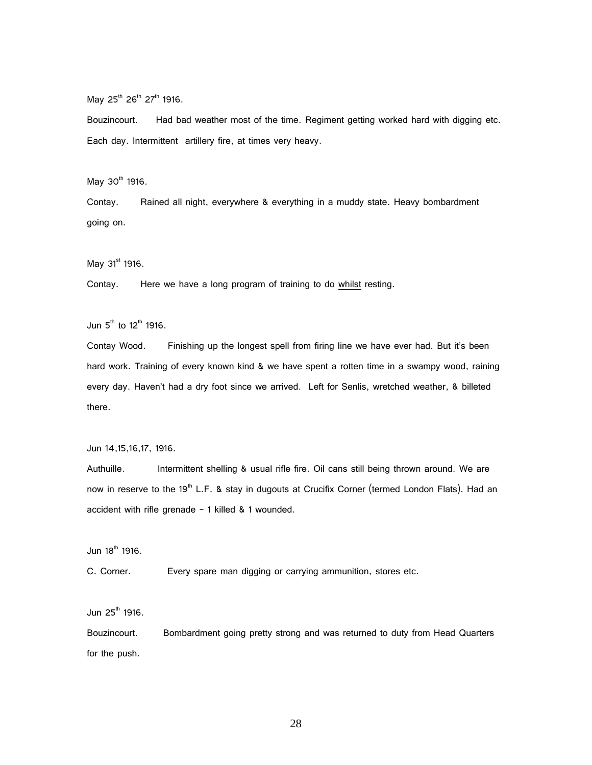May 25th 26th 27th 1916.

Bouzincourt. Had bad weather most of the time. Regiment getting worked hard with digging etc. Each day. Intermittent artillery fire, at times very heavy.

May 30th 1916.

Contay. Rained all night, everywhere & everything in a muddy state. Heavy bombardment going on.

May 31st 1916.

Contay. Here we have a long program of training to do <u>whilst</u> resting.

Jun 5th to 12th 1916.

Contay Wood. Finishing up the longest spell from firing line we have ever had. But it's been hard work. Training of every known kind & we have spent a rotten time in a swampy wood, raining every day. Haven't had a dry foot since we arrived. Left for Senlis, wretched weather, & billeted there.

Jun 14,15,16,17, 1916.

Authuille. Intermittent shelling & usual rifle fire. Oil cans still being thrown around. We are now in reserve to the 19th L.F. & stay in dugouts at Crucifix Corner (termed London Flats). Had an accident with rifle grenade – 1 killed & 1 wounded.

Jun 18th 1916.

C. Corner. Every spare man digging or carrying ammunition, stores etc.

Jun 25th 1916.

Bouzincourt. Bombardment going pretty strong and was returned to duty from Head Quarters for the push.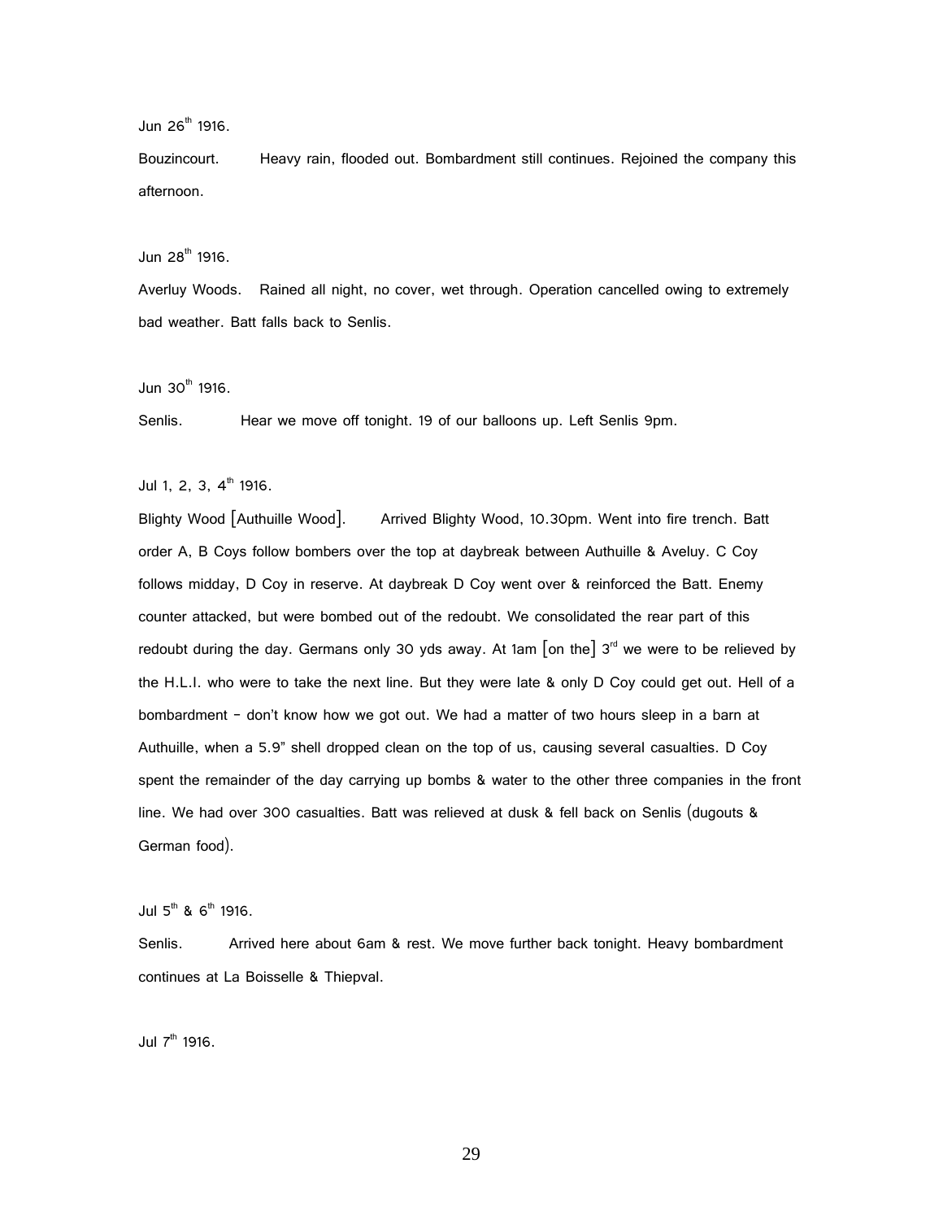Jun 26th 1916.

Bouzincourt. Heavy rain, flooded out. Bombardment still continues. Rejoined the company this afternoon.

Jun 28th 1916.

Averluy Woods. Rained all night, no cover, wet through. Operation cancelled owing to extremely bad weather. Batt falls back to Senlis.

Jun 30th 1916.

Senlis. Hear we move off tonight. 19 of our balloons up. Left Senlis 9pm.

Jul 1, 2, 3, 4th 1916.

Blighty Wood [Authuille Wood]. Arrived Blighty Wood, 10.30pm. Went into fire trench. Batt order A, B Coys follow bombers over the top at daybreak between Authuille & Aveluy. C Coy follows midday, D Coy in reserve. At daybreak D Coy went over & reinforced the Batt. Enemy counter attacked, but were bombed out of the redoubt. We consolidated the rear part of this redoubt during the day. Germans only 30 yds away. At 1am [on the] 3rd we were to be relieved by the H.L.I. who were to take the next line. But they were late & only D Coy could get out. Hell of a bombardment – don't know how we got out. We had a matter of two hours sleep in a barn at Authuille, when a 5.9" shell dropped clean on the top of us, causing several casualties. D Coy spent the remainder of the day carrying up bombs & water to the other three companies in the front line. We had over 300 casualties. Batt was relieved at dusk & fell back on Senlis (dugouts & German food).

Jul 5th & 6th 1916.

Senlis. Arrived here about 6am & rest. We move further back tonight. Heavy bombardment continues at La Boisselle & Thiepval.

Jul 7th 1916.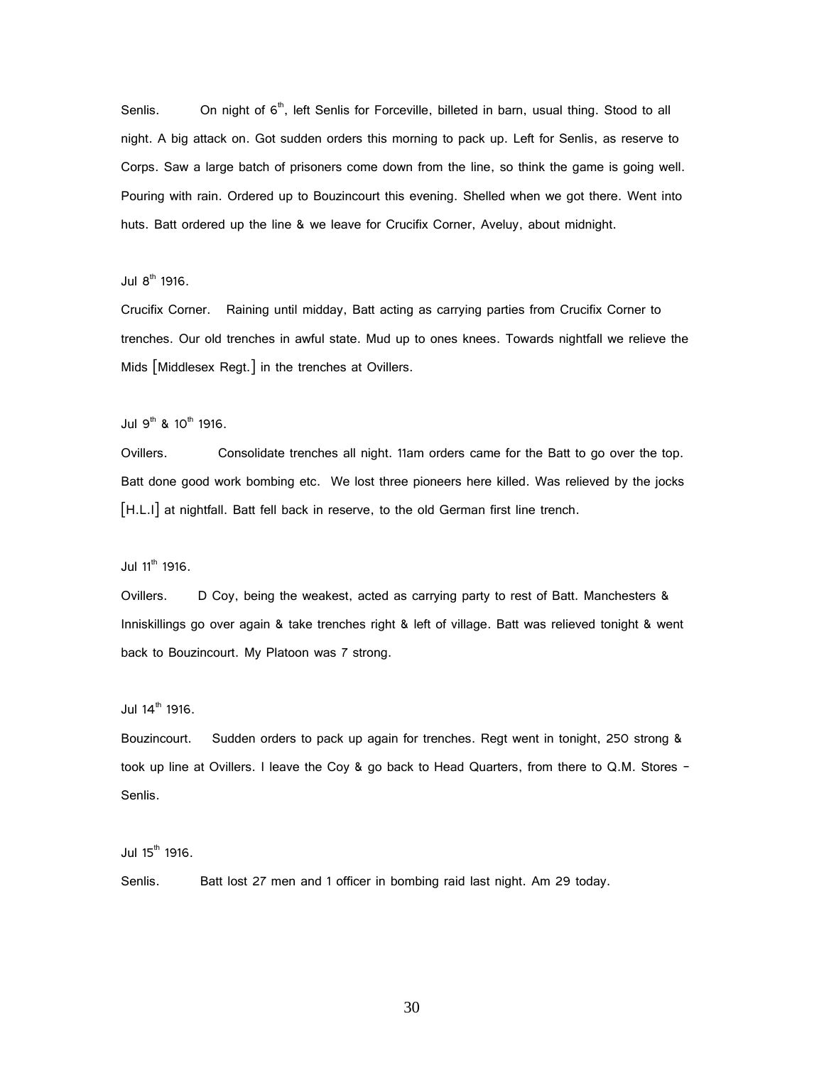Senlis. On night of 6th, left Senlis for Forceville, billeted in barn, usual thing. Stood to all night. A big attack on. Got sudden orders this morning to pack up. Left for Senlis, as reserve to Corps. Saw a large batch of prisoners come down from the line, so think the game is going well. Pouring with rain. Ordered up to Bouzincourt this evening. Shelled when we got there. Went into huts. Batt ordered up the line & we leave for Crucifix Corner, Aveluy, about midnight.

Jul 8th 1916.

Crucifix Corner. Raining until midday, Batt acting as carrying parties from Crucifix Corner to trenches. Our old trenches in awful state. Mud up to ones knees. Towards nightfall we relieve the Mids [Middlesex Regt.] in the trenches at Ovillers.

Jul 9th & 10th 1916.

Ovillers. Consolidate trenches all night. 11am orders came for the Batt to go over the top. Batt done good work bombing etc. We lost three pioneers here killed. Was relieved by the jocks [H.L.I] at nightfall. Batt fell back in reserve, to the old German first line trench.

Jul 11th 1916.

Ovillers. D Coy, being the weakest, acted as carrying party to rest of Batt. Manchesters & Inniskillings go over again & take trenches right & left of village. Batt was relieved tonight & went back to Bouzincourt. My Platoon was 7 strong.

Jul 14th 1916.

Bouzincourt. Sudden orders to pack up again for trenches. Regt went in tonight, 250 strong & took up line at Ovillers. I leave the Coy & go back to Head Quarters, from there to Q.M. Stores – Senlis.

Jul 15th 1916.

Senlis. Batt lost 27 men and 1 officer in bombing raid last night. Am 29 today.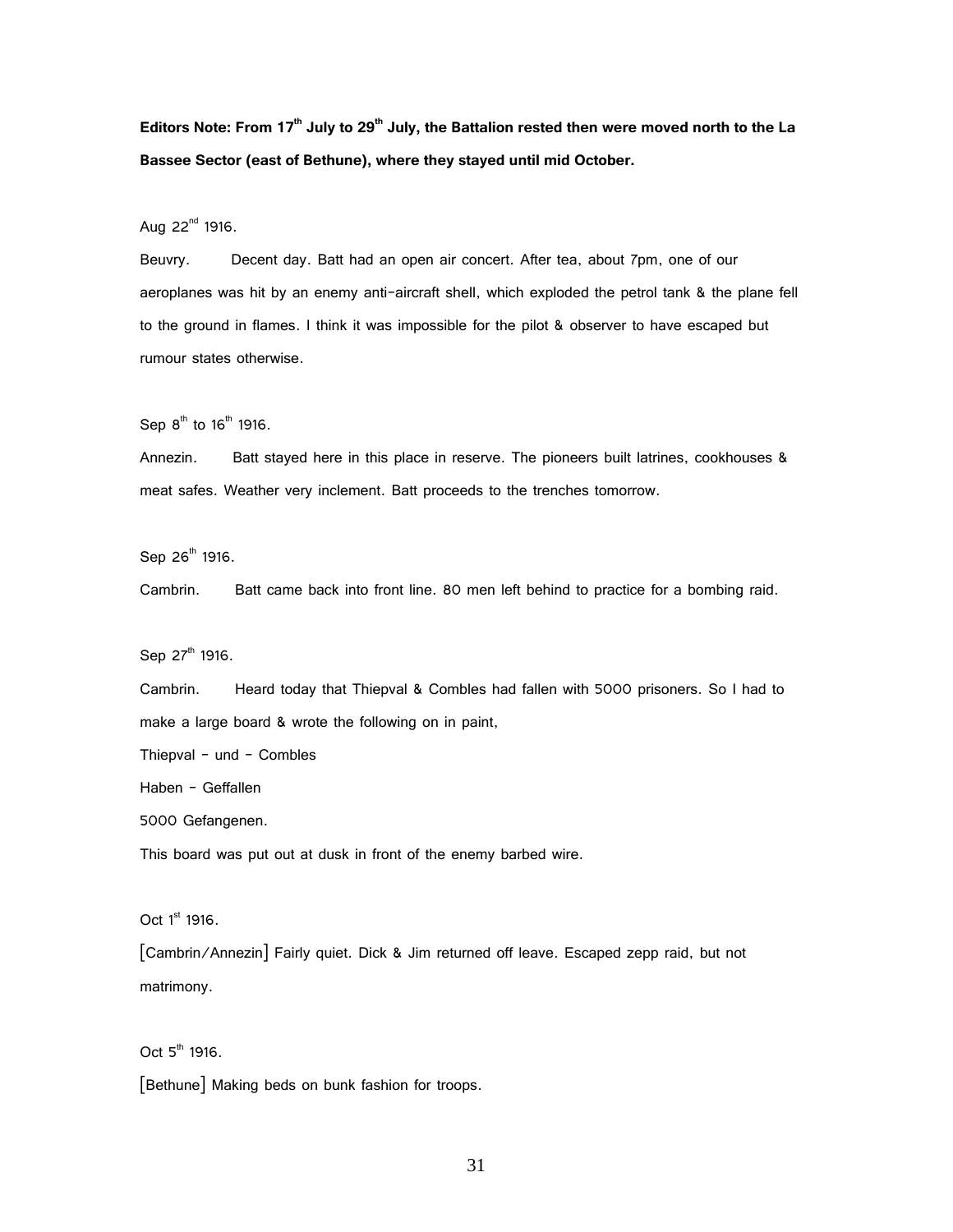**Editors Note: From 17th July to 29th July, the Battalion rested then were moved north to the La Bassee Sector (east of Bethune), where they stayed until mid October.**

Aug 22nd 1916.

Beuvry. Decent day. Batt had an open air concert. After tea, about 7pm, one of our aeroplanes was hit by an enemy anti-aircraft shell, which exploded the petrol tank & the plane fell to the ground in flames. I think it was impossible for the pilot & observer to have escaped but rumour states otherwise.

Sep 8th to 16th 1916.

Annezin. Batt stayed here in this place in reserve. The pioneers built latrines, cookhouses & meat safes. Weather very inclement. Batt proceeds to the trenches tomorrow.

Sep 26th 1916.

Cambrin. Batt came back into front line. 80 men left behind to practice for a bombing raid.

Sep 27th 1916.

Cambrin. Heard today that Thiepval & Combles had fallen with 5000 prisoners. So I had to make a large board & wrote the following on in paint,

Thiepval – und – Combles

Haben – Geffallen

5000 Gefangenen.

This board was put out at dusk in front of the enemy barbed wire.

Oct 1st 1916.

[Cambrin/Annezin] Fairly quiet. Dick & Jim returned off leave. Escaped zepp raid, but not matrimony.

Oct 5th 1916.

[Bethune] Making beds on bunk fashion for troops.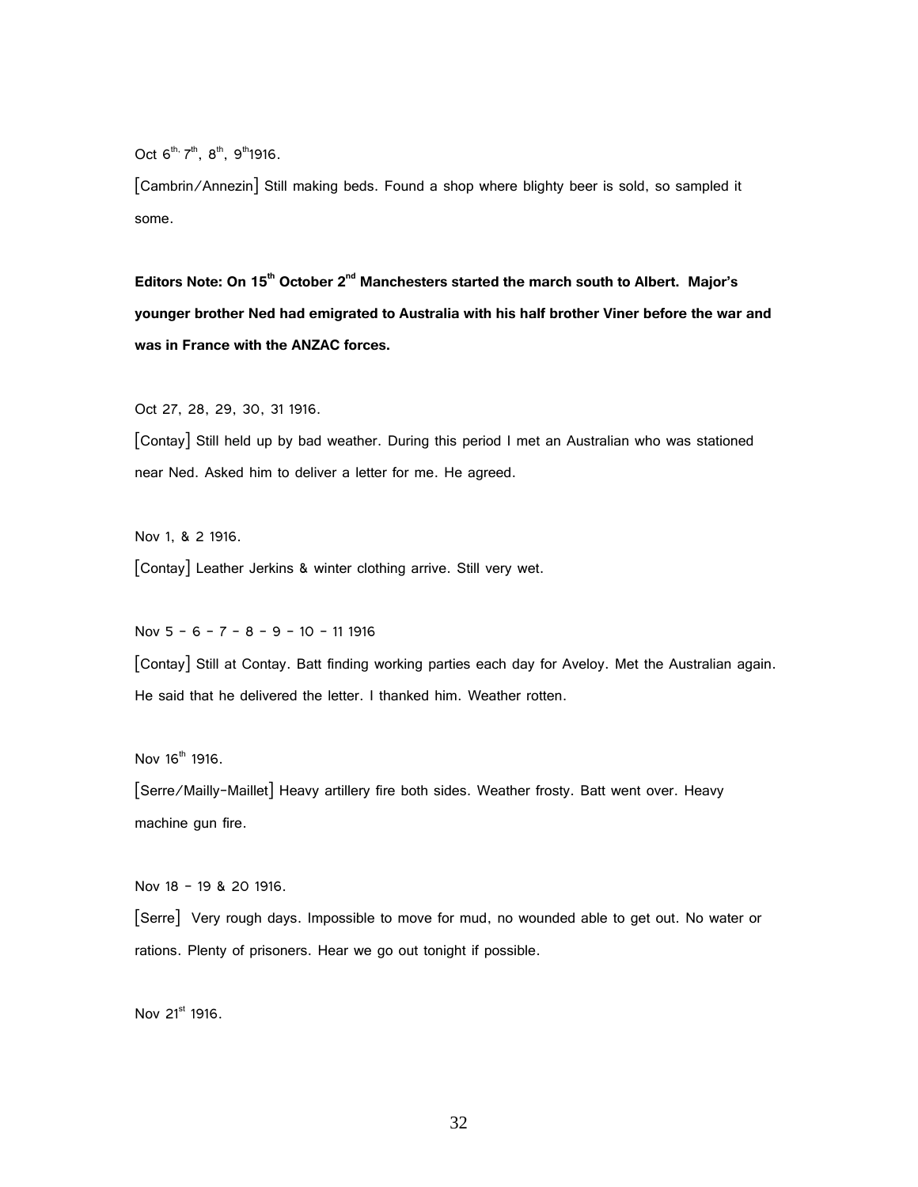Oct 6th, 7th, 8th, 9th 1916.

[Cambrin/Annezin] Still making beds. Found a shop where blighty beer is sold, so sampled it some.

**Editors Note: On 15th October 2nd Manchesters started the march south to Albert. Major's younger brother Ned had emigrated to Australia with his half brother Viner before the war and was in France with the ANZAC forces.**

Oct 27, 28, 29, 30, 31 1916.

[Contay] Still held up by bad weather. During this period I met an Australian who was stationed near Ned. Asked him to deliver a letter for me. He agreed.

Nov 1, & 2 1916.

[Contay] Leather Jerkins & winter clothing arrive. Still very wet.

Nov 5 - 6 - 7 - 8 - 9 - 10 - 11 1916

[Contay] Still at Contay. Batt finding working parties each day for Aveloy. Met the Australian again. He said that he delivered the letter. I thanked him. Weather rotten.

Nov 16th 1916.

[Serre/Mailly-Maillet] Heavy artillery fire both sides. Weather frosty. Batt went over. Heavy machine gun fire.

Nov 18 - 19 & 20 1916.

[Serre] Very rough days. Impossible to move for mud, no wounded able to get out. No water or rations. Plenty of prisoners. Hear we go out tonight if possible.

Nov 21st 1916.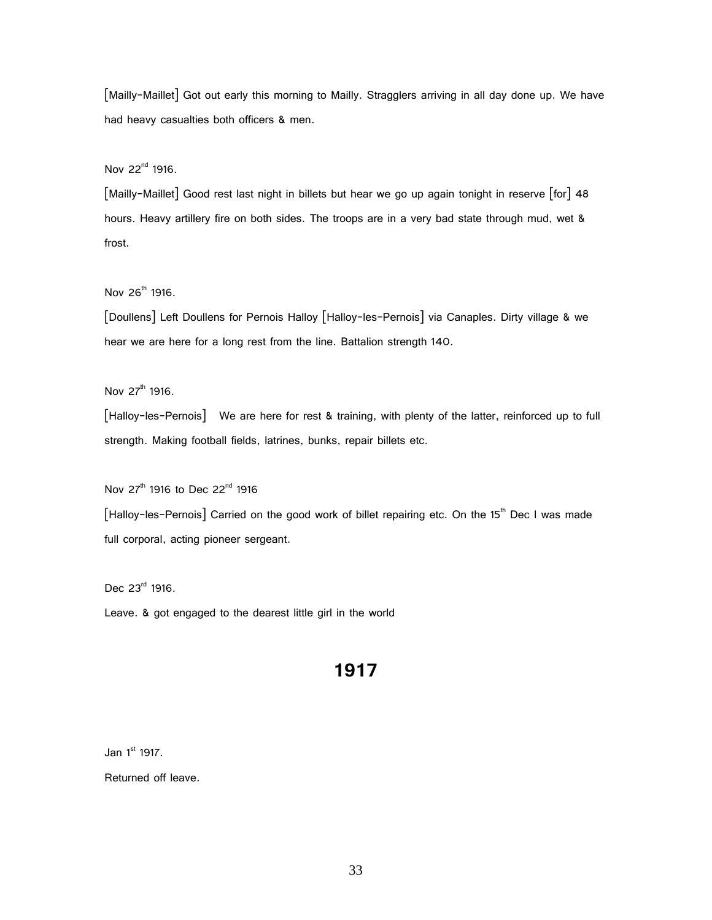[Mailly-Maillet] Got out early this morning to Mailly. Stragglers arriving in all day done up. We have had heavy casualties both officers & men.

Nov 22nd 1916.

[Mailly-Maillet] Good rest last night in billets but hear we go up again tonight in reserve [for] 48 hours. Heavy artillery fire on both sides. The troops are in a very bad state through mud, wet & frost.

Nov 26th 1916.

[Doullens] Left Doullens for Pernois Halloy [Halloy-les-Pernois] via Canaples. Dirty village & we hear we are here for a long rest from the line. Battalion strength 140.

Nov 27th 1916.

[Halloy-les-Pernois] We are here for rest & training, with plenty of the latter, reinforced up to full strength. Making football fields, latrines, bunks, repair billets etc.

Nov 27th 1916 to Dec 22nd 1916

[Halloy-les-Pernois] Carried on the good work of billet repairing etc. On the 15th Dec I was made full corporal, acting pioneer sergeant.

Dec 23rd 1916.

Leave. & got engaged to the dearest little girl in the world

# 1917

Jan 1st 1917.

Returned off leave.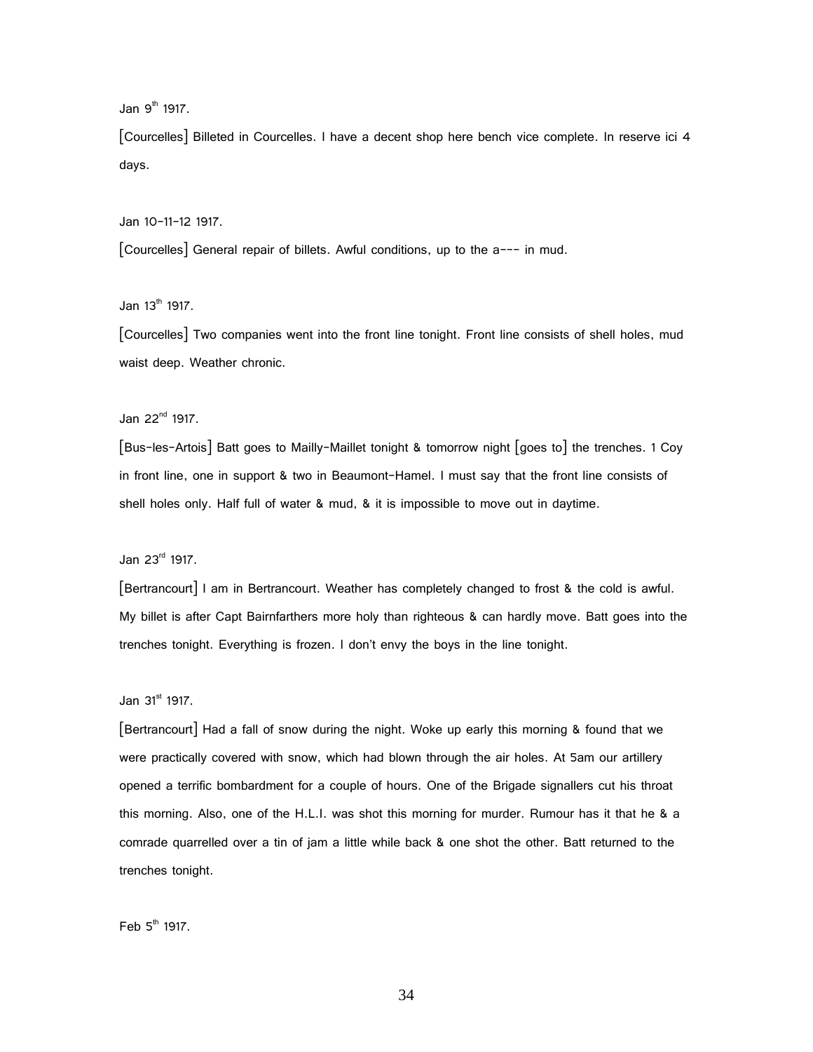Jan 9th 1917.

[Courcelles] Billeted in Courcelles. I have a decent shop here bench vice complete. In reserve ici 4 days.

Jan 10-11-12 1917.

[Courcelles] General repair of billets. Awful conditions, up to the a--- in mud.

Jan 13th 1917.

[Courcelles] Two companies went into the front line tonight. Front line consists of shell holes, mud waist deep. Weather chronic.

Jan 22nd 1917.

[Bus-les-Artois] Batt goes to Mailly-Maillet tonight & tomorrow night [goes to] the trenches. 1 Coy in front line, one in support & two in Beaumont-Hamel. I must say that the front line consists of shell holes only. Half full of water & mud, & it is impossible to move out in daytime.

Jan 23rd 1917.

[Bertrancourt] I am in Bertrancourt. Weather has completely changed to frost & the cold is awful. My billet is after Capt Bairnfarthers more holy than righteous & can hardly move. Batt goes into the trenches tonight. Everything is frozen. I don't envy the boys in the line tonight.

Jan 31st 1917.

[Bertrancourt] Had a fall of snow during the night. Woke up early this morning & found that we were practically covered with snow, which had blown through the air holes. At 5am our artillery opened a terrific bombardment for a couple of hours. One of the Brigade signallers cut his throat this morning. Also, one of the H.L.I. was shot this morning for murder. Rumour has it that he & a comrade quarrelled over a tin of jam a little while back & one shot the other. Batt returned to the trenches tonight.

Feb 5th 1917.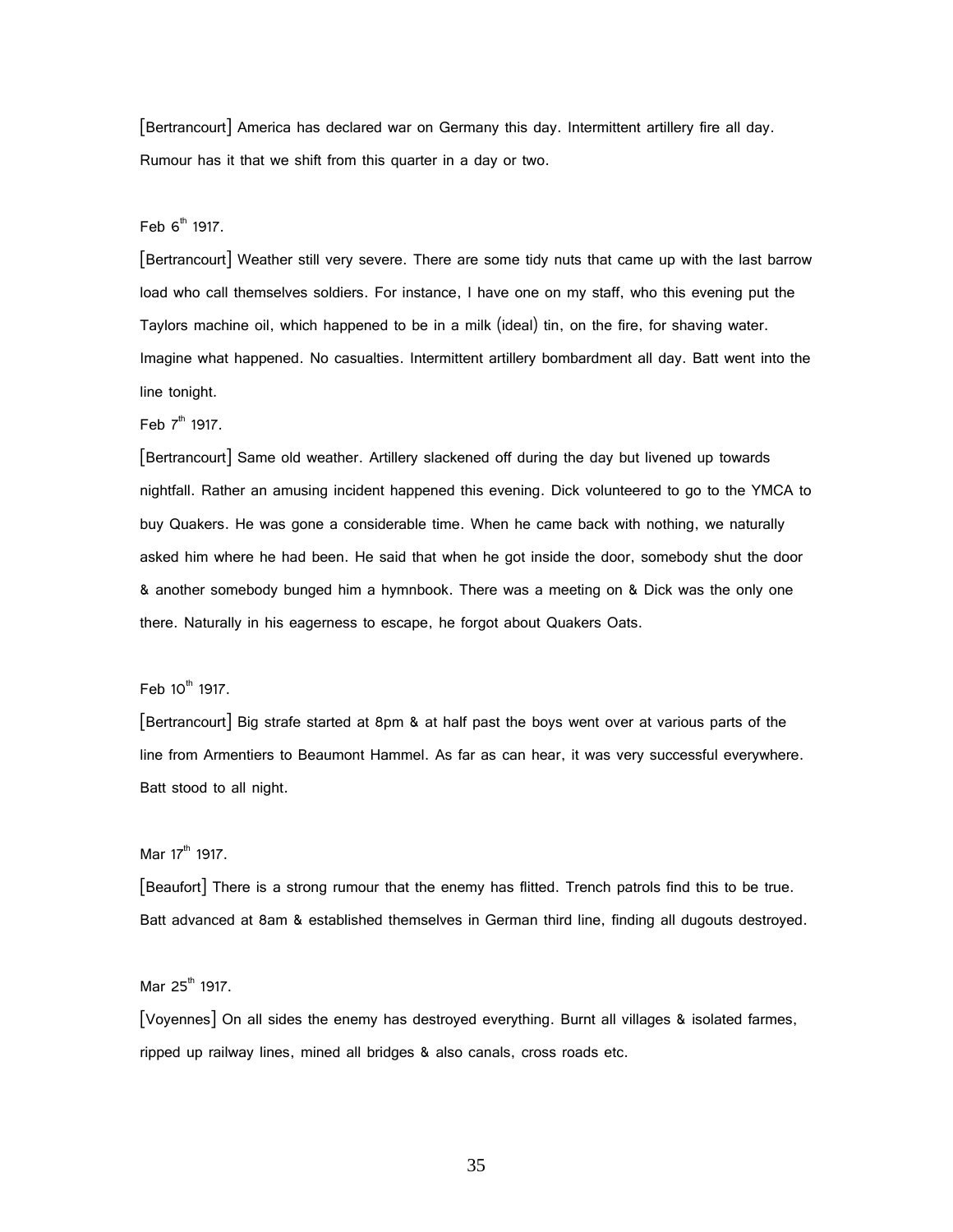[Bertrancourt] America has declared war on Germany this day. Intermittent artillery fire all day. Rumour has it that we shift from this quarter in a day or two.

Feb 6th 1917.

[Bertrancourt] Weather still very severe. There are some tidy nuts that came up with the last barrow load who call themselves soldiers. For instance, I have one on my staff, who this evening put the Taylors machine oil, which happened to be in a milk (ideal) tin, on the fire, for shaving water. Imagine what happened. No casualties. Intermittent artillery bombardment all day. Batt went into the line tonight.

Feb 7th 1917.

[Bertrancourt] Same old weather. Artillery slackened off during the day but livened up towards nightfall. Rather an amusing incident happened this evening. Dick volunteered to go to the YMCA to buy Quakers. He was gone a considerable time. When he came back with nothing, we naturally asked him where he had been. He said that when he got inside the door, somebody shut the door & another somebody bunged him a hymnbook. There was a meeting on & Dick was the only one there. Naturally in his eagerness to escape, he forgot about Quakers Oats.

Feb 10th 1917.

[Bertrancourt] Big strafe started at 8pm & at half past the boys went over at various parts of the line from Armentiers to Beaumont Hammel. As far as can hear, it was very successful everywhere. Batt stood to all night.

Mar 17th 1917.

[Beaufort] There is a strong rumour that the enemy has flitted. Trench patrols find this to be true. Batt advanced at 8am & established themselves in German third line, finding all dugouts destroyed.

Mar 25th 1917.

[Voyennes] On all sides the enemy has destroyed everything. Burnt all villages & isolated farmes, ripped up railway lines, mined all bridges & also canals, cross roads etc.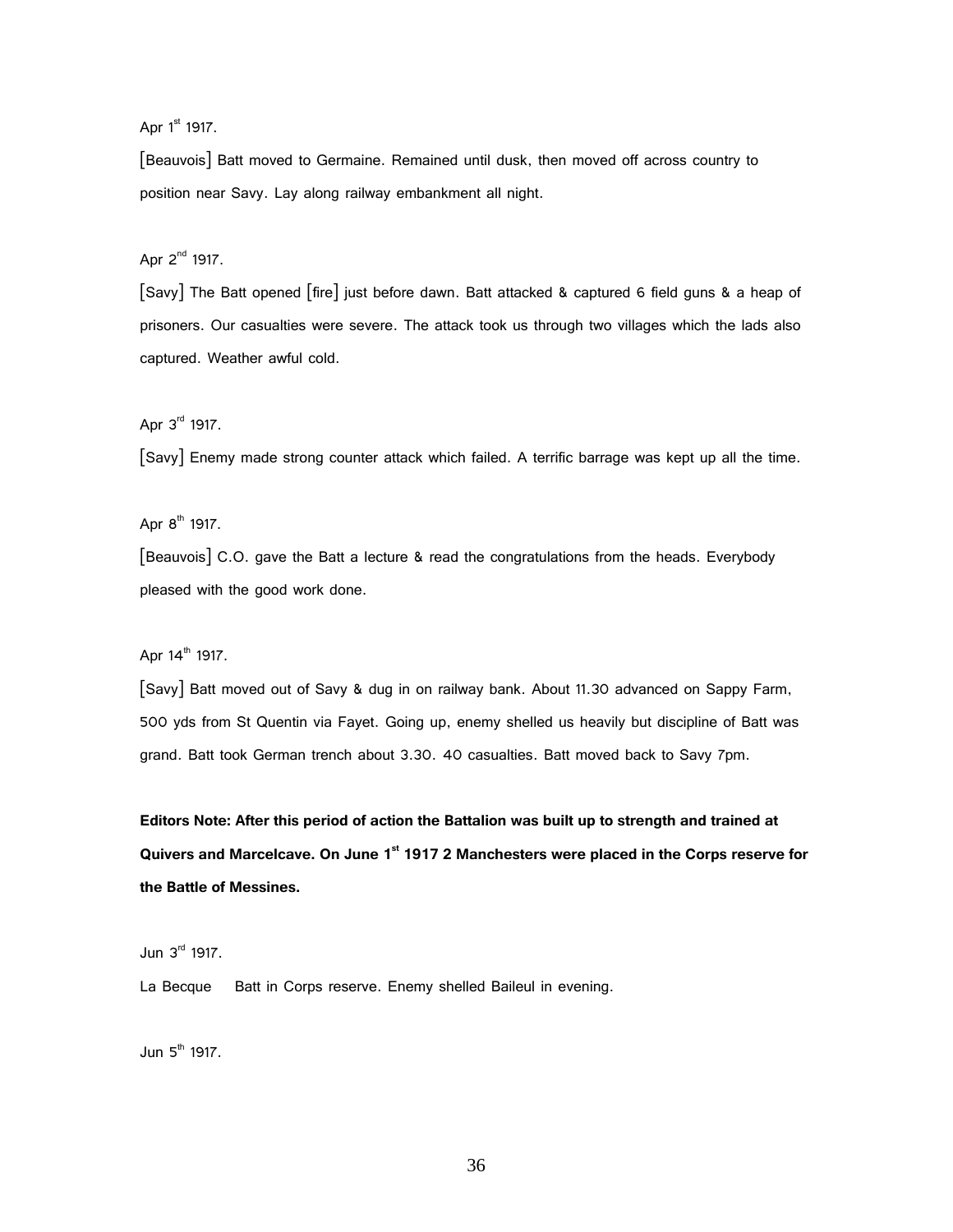Apr 1st 1917.

[Beauvois] Batt moved to Germaine. Remained until dusk, then moved off across country to position near Savy. Lay along railway embankment all night.

Apr 2nd 1917.

[Savy] The Batt opened [fire] just before dawn. Batt attacked & captured 6 field guns & a heap of prisoners. Our casualties were severe. The attack took us through two villages which the lads also captured. Weather awful cold.

Apr 3rd 1917.

[Savy] Enemy made strong counter attack which failed. A terrific barrage was kept up all the time.

Apr 8th 1917.

[Beauvois] C.O. gave the Batt a lecture & read the congratulations from the heads. Everybody pleased with the good work done.

Apr 14th 1917.

[Savy] Batt moved out of Savy & dug in on railway bank. About 11.30 advanced on Sappy Farm, 500 yds from St Quentin via Fayet. Going up, enemy shelled us heavily but discipline of Batt was grand. Batt took German trench about 3.30. 40 casualties. Batt moved back to Savy 7pm.

**Editors Note: After this period of action the Battalion was built up to strength and trained at Quivers and Marcelcave. On June 1st 1917 2 Manchesters were placed in the Corps reserve for the Battle of Messines.**

Jun 3rd 1917.

La Becque Batt in Corps reserve. Enemy shelled Baileul in evening.

Jun 5th 1917.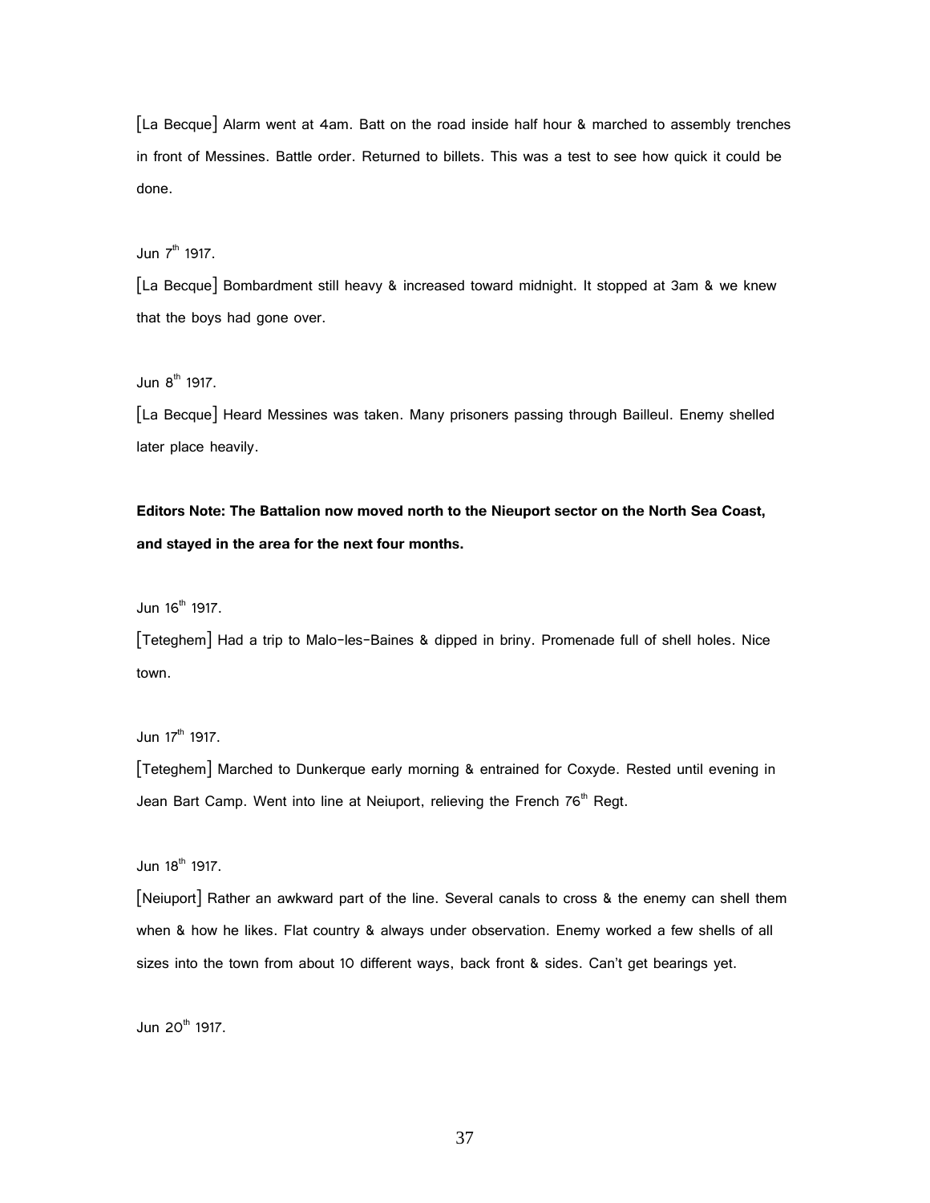[La Becque] Alarm went at 4am. Batt on the road inside half hour & marched to assembly trenches in front of Messines. Battle order. Returned to billets. This was a test to see how quick it could be done.

Jun 7th 1917.

[La Becque] Bombardment still heavy & increased toward midnight. It stopped at 3am & we knew that the boys had gone over.

Jun 8th 1917.

[La Becque] Heard Messines was taken. Many prisoners passing through Bailleul. Enemy shelled later place heavily.

**Editors Note: The Battalion now moved north to the Nieuport sector on the North Sea Coast, and stayed in the area for the next four months.**

Jun 16th 1917.

[Teteghem] Had a trip to Malo-les-Baines & dipped in briny. Promenade full of shell holes. Nice town.

Jun 17th 1917.

[Teteghem] Marched to Dunkerque early morning & entrained for Coxyde. Rested until evening in Jean Bart Camp. Went into line at Neiuport, relieving the French 76th Regt.

Jun 18th 1917.

[Neiuport] Rather an awkward part of the line. Several canals to cross & the enemy can shell them when & how he likes. Flat country & always under observation. Enemy worked a few shells of all sizes into the town from about 10 different ways, back front & sides. Can't get bearings yet.

Jun 20th 1917.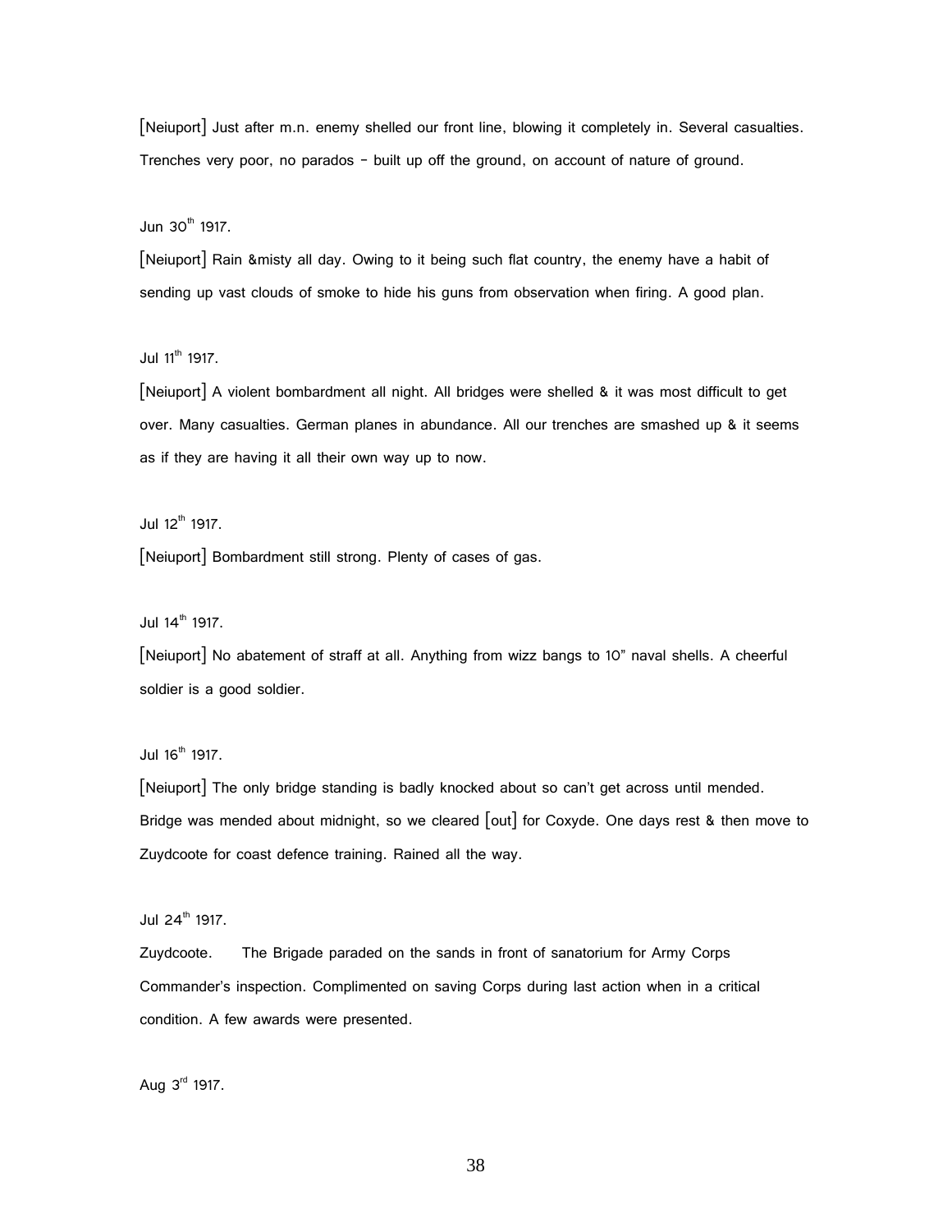[Neiuport] Just after m.n. enemy shelled our front line, blowing it completely in. Several casualties. Trenches very poor, no parados – built up off the ground, on account of nature of ground.

Jun 30th 1917.

[Neiuport] Rain &misty all day. Owing to it being such flat country, the enemy have a habit of sending up vast clouds of smoke to hide his guns from observation when firing. A good plan.

Jul 11th 1917.

[Neiuport] A violent bombardment all night. All bridges were shelled & it was most difficult to get over. Many casualties. German planes in abundance. All our trenches are smashed up & it seems as if they are having it all their own way up to now.

Jul 12th 1917.

[Neiuport] Bombardment still strong. Plenty of cases of gas.

Jul 14th 1917.

[Neiuport] No abatement of straff at all. Anything from wizz bangs to 10" naval shells. A cheerful soldier is a good soldier.

Jul 16th 1917.

[Neiuport] The only bridge standing is badly knocked about so can't get across until mended. Bridge was mended about midnight, so we cleared [out] for Coxyde. One days rest & then move to Zuydcoote for coast defence training. Rained all the way.

Jul 24th 1917.

Zuydcoote. The Brigade paraded on the sands in front of sanatorium for Army Corps Commander's inspection. Complimented on saving Corps during last action when in a critical condition. A few awards were presented.

Aug 3rd 1917.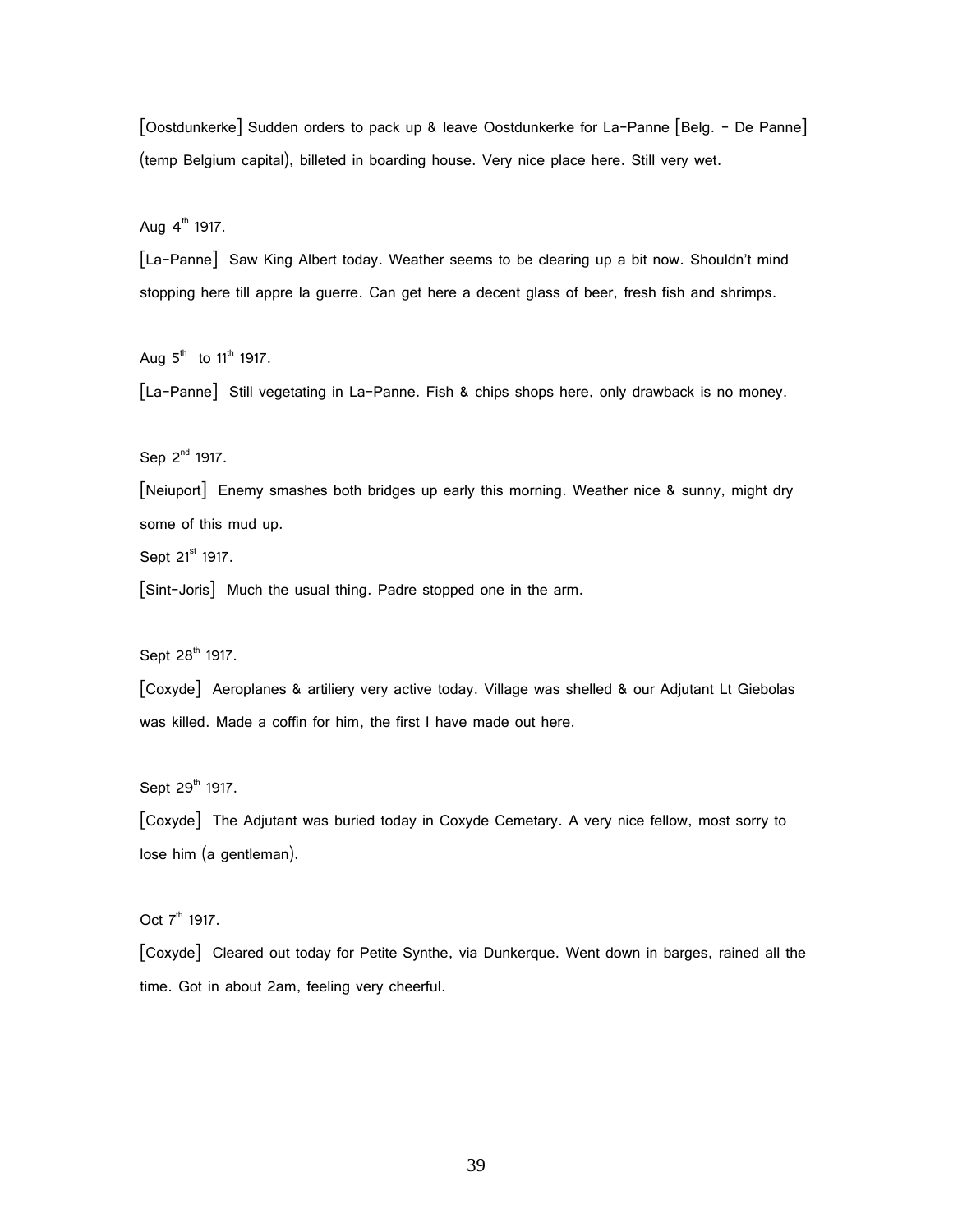[Oostdunkerke] Sudden orders to pack up & leave Oostdunkerke for La-Panne [Belg. – De Panne] (temp Belgium capital), billeted in boarding house. Very nice place here. Still very wet.

Aug 4th 1917.

[La-Panne] Saw King Albert today. Weather seems to be clearing up a bit now. Shouldn't mind stopping here till appre la guerre. Can get here a decent glass of beer, fresh fish and shrimps.

Aug 5th to 11th 1917.

[La-Panne] Still vegetating in La-Panne. Fish & chips shops here, only drawback is no money.

Sep 2nd 1917.

[Neiuport] Enemy smashes both bridges up early this morning. Weather nice & sunny, might dry some of this mud up.

Sept 21st 1917.

[Sint-Joris] Much the usual thing. Padre stopped one in the arm.

Sept 28th 1917.

[Coxyde] Aeroplanes & artiliery very active today. Village was shelled & our Adjutant Lt Giebolas was killed. Made a coffin for him, the first I have made out here.

Sept 29th 1917.

[Coxyde] The Adjutant was buried today in Coxyde Cemetary. A very nice fellow, most sorry to lose him (a gentleman).

Oct 7th 1917.

[Coxyde] Cleared out today for Petite Synthe, via Dunkerque. Went down in barges, rained all the time. Got in about 2am, feeling very cheerful.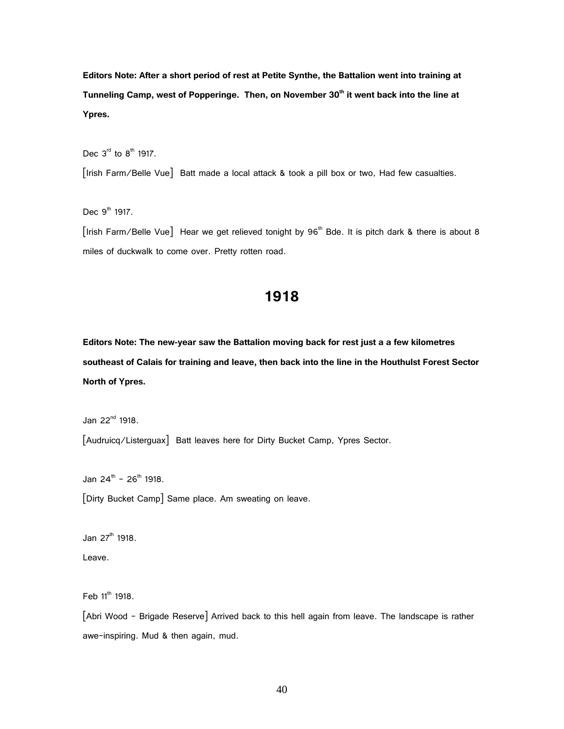**Editors Note: After a short period of rest at Petite Synthe, the Battalion went into training at Tunneling Camp, west of Popperinge. Then, on November 30th it went back into the line at Ypres.**

Dec 3rd to 8th 1917.

[Irish Farm/Belle Vue] Batt made a local attack & took a pill box or two, Had few casualties.

Dec 9th 1917.

[Irish Farm/Belle Vue] Hear we get relieved tonight by 96th Bde. It is pitch dark & there is about 8 miles of duckwalk to come over. Pretty rotten road.

## 1918

**Editors Note: The new-year saw the Battalion moving back for rest just a a few kilometres southeast of Calais for training and leave, then back into the line in the Houthulst Forest Sector North of Ypres.**

Jan 22nd 1918.

[Audruicq/Listerguax] Batt leaves here for Dirty Bucket Camp, Ypres Sector.

Jan 24th - 26th 1918.

[Dirty Bucket Camp] Same place. Am sweating on leave.

Jan 27th 1918.

Leave.

Feb 11th 1918.

[Abri Wood - Brigade Reserve] Arrived back to this hell again from leave. The landscape is rather awe-inspiring. Mud & then again, mud.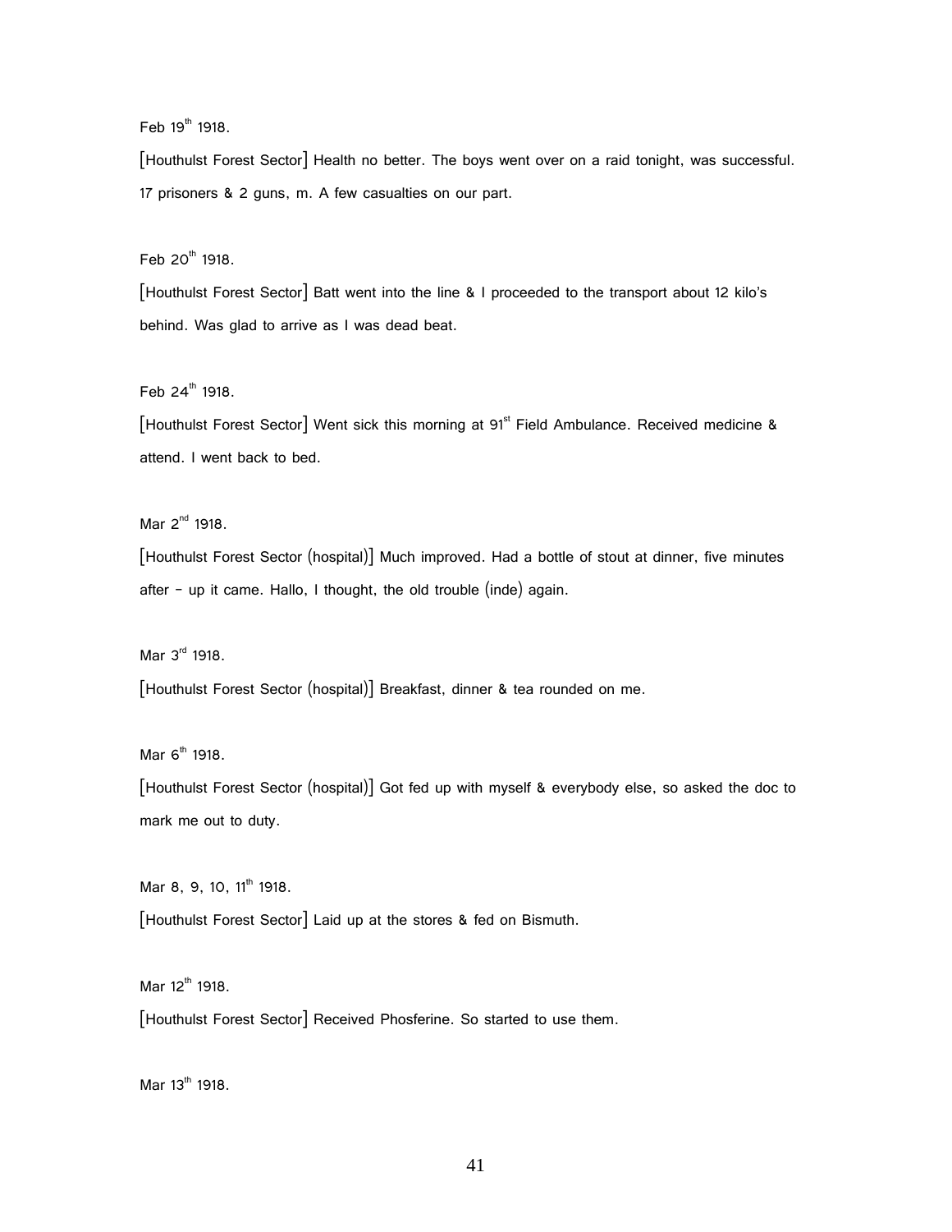Feb 19th 1918.

[Houthulst Forest Sector] Health no better. The boys went over on a raid tonight, was successful. 17 prisoners & 2 guns, m. A few casualties on our part.

Feb 20th 1918.

[Houthulst Forest Sector] Batt went into the line & I proceeded to the transport about 12 kilo's behind. Was glad to arrive as I was dead beat.

Feb 24th 1918.

[Houthulst Forest Sector] Went sick this morning at 91st Field Ambulance. Received medicine & attend. I went back to bed.

Mar 2nd 1918.

[Houthulst Forest Sector (hospital)] Much improved. Had a bottle of stout at dinner, five minutes after – up it came. Hallo, I thought, the old trouble (inde) again.

Mar 3rd 1918.

[Houthulst Forest Sector (hospital)] Breakfast, dinner & tea rounded on me.

Mar 6th 1918.

[Houthulst Forest Sector (hospital)] Got fed up with myself & everybody else, so asked the doc to mark me out to duty.

Mar 8, 9, 10, 11th 1918.

[Houthulst Forest Sector] Laid up at the stores & fed on Bismuth.

Mar 12th 1918.

[Houthulst Forest Sector] Received Phosferine. So started to use them.

Mar 13th 1918.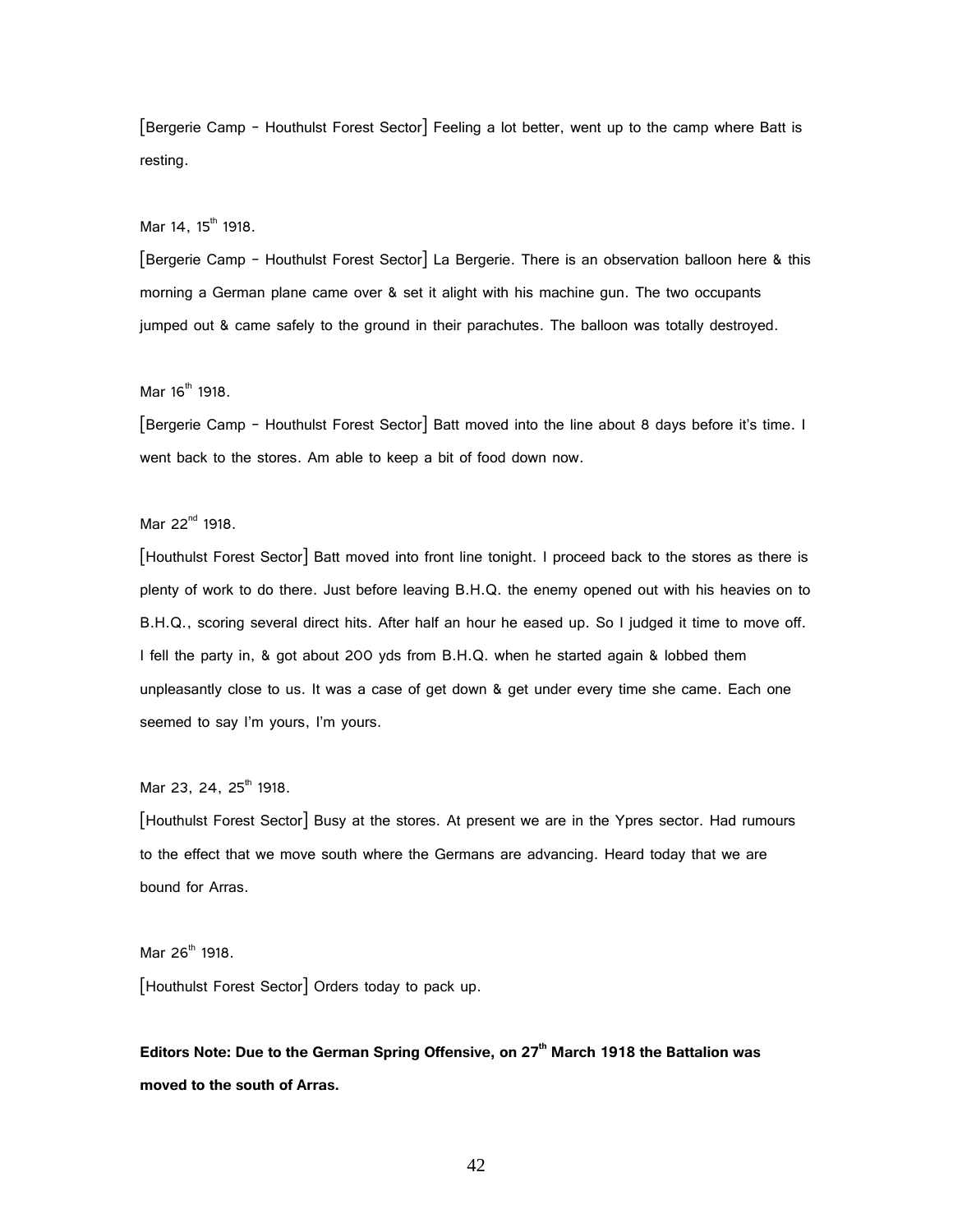[Bergerie Camp – Houthulst Forest Sector] Feeling a lot better, went up to the camp where Batt is resting.

Mar 14, 15th 1918.

[Bergerie Camp – Houthulst Forest Sector] La Bergerie. There is an observation balloon here & this morning a German plane came over & set it alight with his machine gun. The two occupants jumped out & came safely to the ground in their parachutes. The balloon was totally destroyed.

Mar 16th 1918.

[Bergerie Camp – Houthulst Forest Sector] Batt moved into the line about 8 days before it's time. I went back to the stores. Am able to keep a bit of food down now.

Mar 22nd 1918.

[Houthulst Forest Sector] Batt moved into front line tonight. I proceed back to the stores as there is plenty of work to do there. Just before leaving B.H.Q. the enemy opened out with his heavies on to B.H.Q., scoring several direct hits. After half an hour he eased up. So I judged it time to move off. I fell the party in, & got about 200 yds from B.H.Q. when he started again & lobbed them unpleasantly close to us. It was a case of get down & get under every time she came. Each one seemed to say I'm yours, I'm yours.

Mar 23, 24, 25th 1918.

[Houthulst Forest Sector] Busy at the stores. At present we are in the Ypres sector. Had rumours to the effect that we move south where the Germans are advancing. Heard today that we are bound for Arras.

Mar 26th 1918.

[Houthulst Forest Sector] Orders today to pack up.

**Editors Note: Due to the German Spring Offensive, on 27th March 1918 the Battalion was moved to the south of Arras.**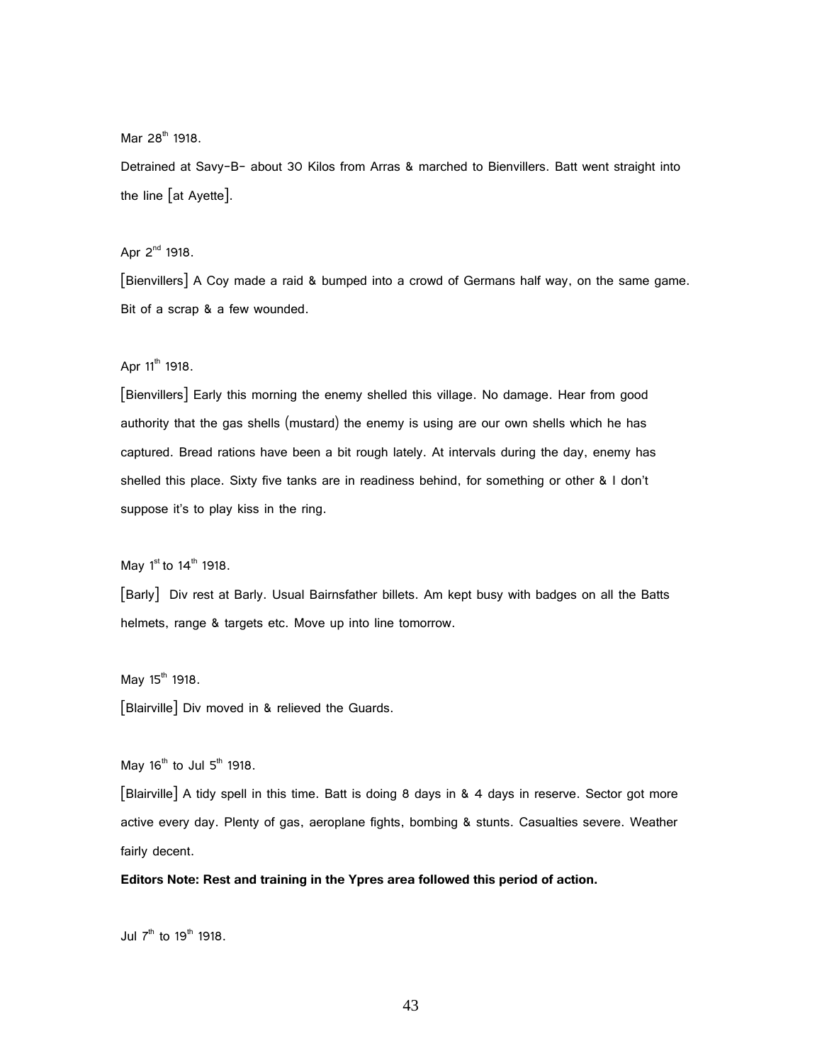Mar 28th 1918.

Detrained at Savy-B- about 30 Kilos from Arras & marched to Bienvillers. Batt went straight into the line [at Ayette].

Apr 2nd 1918.

[Bienvillers] A Coy made a raid & bumped into a crowd of Germans half way, on the same game. Bit of a scrap & a few wounded.

Apr 11th 1918.

[Bienvillers] Early this morning the enemy shelled this village. No damage. Hear from good authority that the gas shells (mustard) the enemy is using are our own shells which he has captured. Bread rations have been a bit rough lately. At intervals during the day, enemy has shelled this place. Sixty five tanks are in readiness behind, for something or other & I don't suppose it's to play kiss in the ring.

May 1st to 14th 1918.

[Barly] Div rest at Barly. Usual Bairnsfather billets. Am kept busy with badges on all the Batts helmets, range & targets etc. Move up into line tomorrow.

May 15th 1918.

[Blairville] Div moved in & relieved the Guards.

May 16th to Jul 5th 1918.

[Blairville] A tidy spell in this time. Batt is doing 8 days in & 4 days in reserve. Sector got more active every day. Plenty of gas, aeroplane fights, bombing & stunts. Casualties severe. Weather fairly decent.

**Editors Note: Rest and training in the Ypres area followed this period of action.**

Jul 7th to 19th 1918.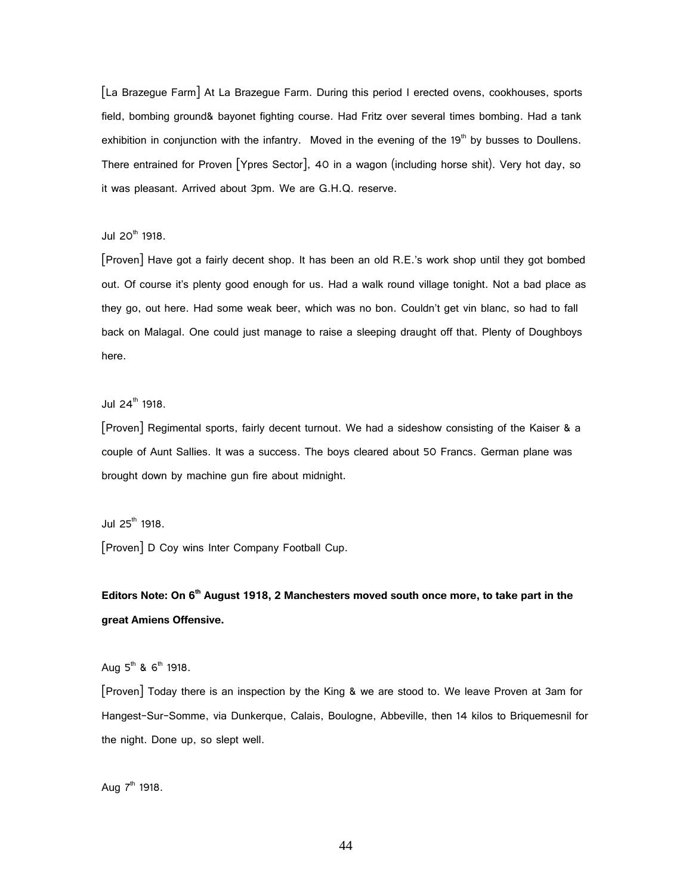[La Brazegue Farm] At La Brazegue Farm. During this period I erected ovens, cookhouses, sports field, bombing ground& bayonet fighting course. Had Fritz over several times bombing. Had a tank exhibition in conjunction with the infantry. Moved in the evening of the 19th by busses to Doullens. There entrained for Proven [Ypres Sector], 40 in a wagon (including horse shit). Very hot day, so it was pleasant. Arrived about 3pm. We are G.H.Q. reserve.

Jul 20th 1918.

[Proven] Have got a fairly decent shop. It has been an old R.E.'s work shop until they got bombed out. Of course it's plenty good enough for us. Had a walk round village tonight. Not a bad place as they go, out here. Had some weak beer, which was no bon. Couldn't get vin blanc, so had to fall back on Malagal. One could just manage to raise a sleeping draught off that. Plenty of Doughboys here.

Jul 24th 1918.

[Proven] Regimental sports, fairly decent turnout. We had a sideshow consisting of the Kaiser & a couple of Aunt Sallies. It was a success. The boys cleared about 50 Francs. German plane was brought down by machine gun fire about midnight.

Jul 25th 1918.

[Proven] D Coy wins Inter Company Football Cup.

**Editors Note: On 6th August 1918, 2 Manchesters moved south once more, to take part in the great Amiens Offensive.**

Aug 5th & 6th 1918.

[Proven] Today there is an inspection by the King & we are stood to. We leave Proven at 3am for Hangest-Sur-Somme, via Dunkerque, Calais, Boulogne, Abbeville, then 14 kilos to Briquemesnil for the night. Done up, so slept well.

Aug 7th 1918.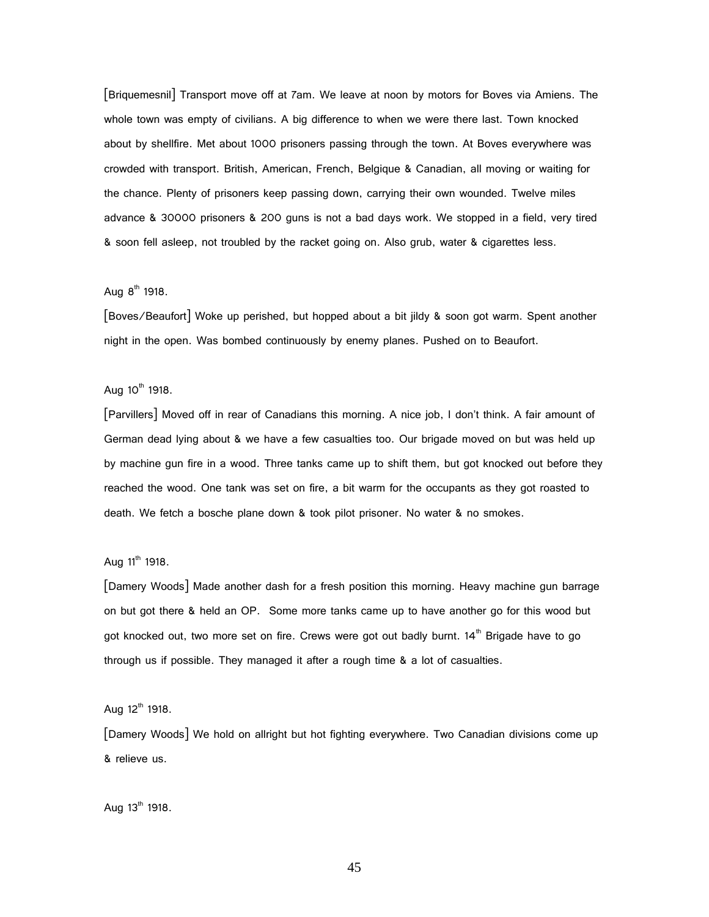[Briquemesnil] Transport move off at 7am. We leave at noon by motors for Boves via Amiens. The whole town was empty of civilians. A big difference to when we were there last. Town knocked about by shellfire. Met about 1000 prisoners passing through the town. At Boves everywhere was crowded with transport. British, American, French, Belgique & Canadian, all moving or waiting for the chance. Plenty of prisoners keep passing down, carrying their own wounded. Twelve miles advance & 30000 prisoners & 200 guns is not a bad days work. We stopped in a field, very tired & soon fell asleep, not troubled by the racket going on. Also grub, water & cigarettes less.

Aug 8th 1918.

[Boves/Beaufort] Woke up perished, but hopped about a bit jildy & soon got warm. Spent another night in the open. Was bombed continuously by enemy planes. Pushed on to Beaufort.

Aug 10th 1918.

[Parvillers] Moved off in rear of Canadians this morning. A nice job, I don't think. A fair amount of German dead lying about & we have a few casualties too. Our brigade moved on but was held up by machine gun fire in a wood. Three tanks came up to shift them, but got knocked out before they reached the wood. One tank was set on fire, a bit warm for the occupants as they got roasted to death. We fetch a bosche plane down & took pilot prisoner. No water & no smokes.

Aug 11th 1918.

[Damery Woods] Made another dash for a fresh position this morning. Heavy machine gun barrage on but got there & held an OP. Some more tanks came up to have another go for this wood but got knocked out, two more set on fire. Crews were got out badly burnt. 14th Brigade have to go through us if possible. They managed it after a rough time & a lot of casualties.

Aug 12th 1918.

[Damery Woods] We hold on allright but hot fighting everywhere. Two Canadian divisions come up & relieve us.

Aug 13th 1918.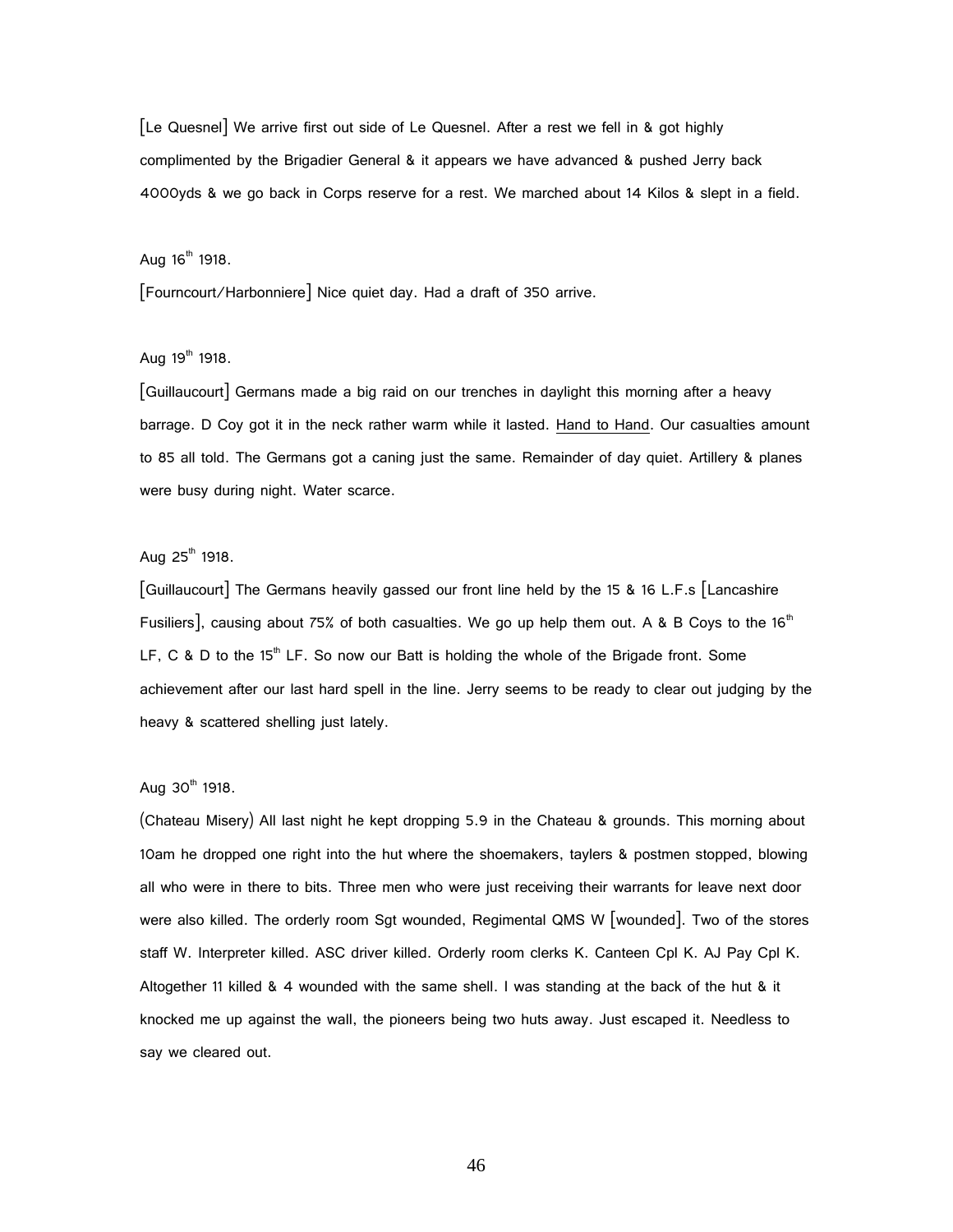[Le Quesnel] We arrive first out side of Le Quesnel. After a rest we fell in & got highly complimented by the Brigadier General & it appears we have advanced & pushed Jerry back 4000yds & we go back in Corps reserve for a rest. We marched about 14 Kilos & slept in a field.

Aug 16th 1918.

[Fourncourt/Harbonniere] Nice quiet day. Had a draft of 350 arrive.

Aug 19th 1918.

[Guillaucourt] Germans made a big raid on our trenches in daylight this morning after a heavy barrage. D Coy got it in the neck rather warm while it lasted. Hand to Hand. Our casualties amount to 85 all told. The Germans got a caning just the same. Remainder of day quiet. Artillery & planes were busy during night. Water scarce.

Aug 25th 1918.

[Guillaucourt] The Germans heavily gassed our front line held by the 15 & 16 L.F.s [Lancashire Fusiliers], causing about 75% of both casualties. We go up help them out. A & B Coys to the 16th LF, C & D to the 15th LF. So now our Batt is holding the whole of the Brigade front. Some achievement after our last hard spell in the line. Jerry seems to be ready to clear out judging by the heavy & scattered shelling just lately.

Aug 30th 1918.

(Chateau Misery) All last night he kept dropping 5.9 in the Chateau & grounds. This morning about 10am he dropped one right into the hut where the shoemakers, taylers & postmen stopped, blowing all who were in there to bits. Three men who were just receiving their warrants for leave next door were also killed. The orderly room Sgt wounded, Regimental QMS W [wounded]. Two of the stores staff W. Interpreter killed. ASC driver killed. Orderly room clerks K. Canteen Cpl K. AJ Pay Cpl K. Altogether 11 killed & 4 wounded with the same shell. I was standing at the back of the hut & it knocked me up against the wall, the pioneers being two huts away. Just escaped it. Needless to say we cleared out.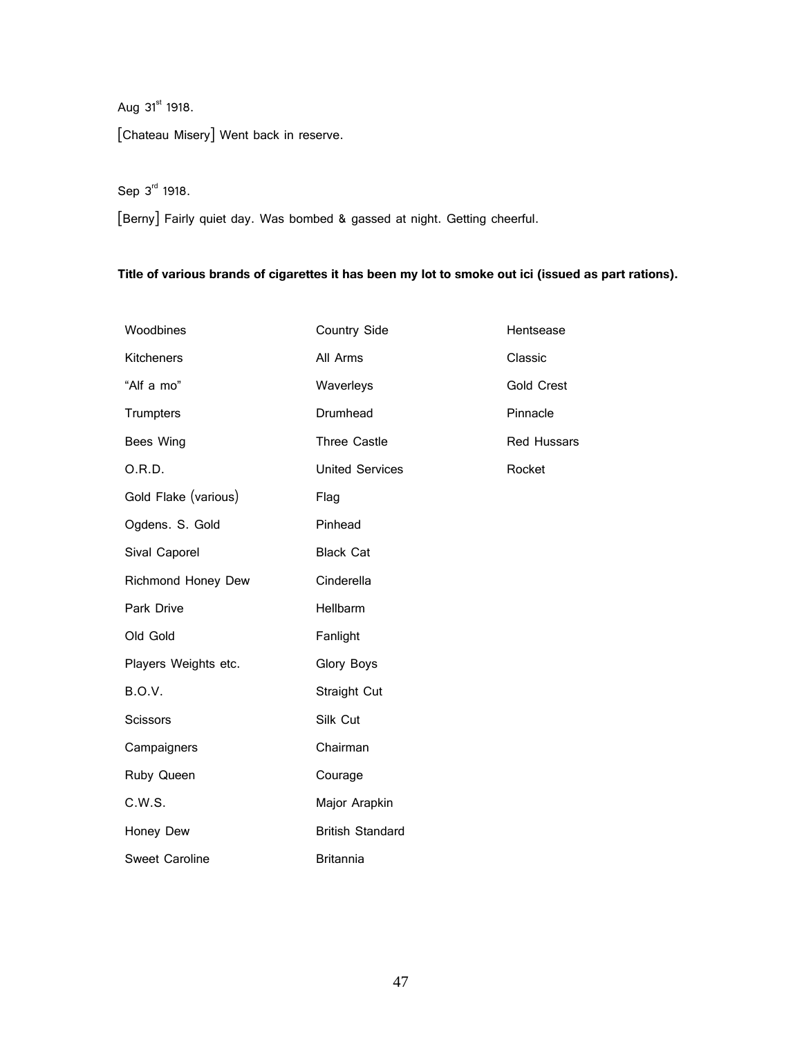Aug 31st 1918.

[Chateau Misery] Went back in reserve.

Sep 3rd 1918.

[Berny] Fairly quiet day. Was bombed & gassed at night. Getting cheerful.

**Title of various brands of cigarettes it has been my lot to smoke out ici (issued as part rations).**

| | | |
|---|---|---|
| Woodbines | Country Side | Hentsease |
| Kitcheners | All Arms | Classic |
| "Alf a mo" | Waverleys | Gold Crest |
| Trumpters | Drumhead | Pinnacle |
| Bees Wing | Three Castle | Red Hussars |
| O.R.D. | United Services | Rocket |
| Gold Flake (various) | Flag | |
| Ogdens. S. Gold | Pinhead | |
| Sival Caporel | Black Cat | |
| Richmond Honey Dew | Cinderella | |
| Park Drive | Hellbarm | |
| Old Gold | Fanlight | |
| Players Weights etc. | Glory Boys | |
| B.O.V. | Straight Cut | |
| Scissors | Silk Cut | |
| Campaigners | Chairman | |
| Ruby Queen | Courage | |
| C.W.S. | Major Arapkin | |
| Honey Dew | British Standard | |
| Sweet Caroline | Britannia | |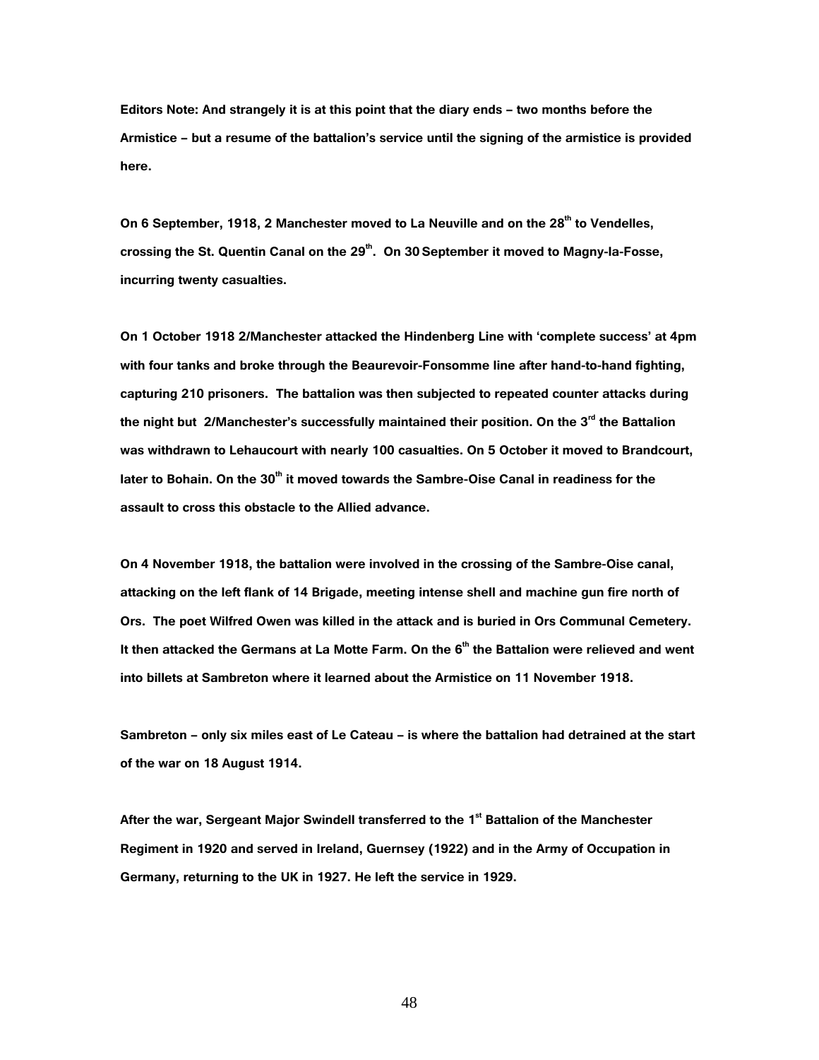**Editors Note: And strangely it is at this point that the diary ends – two months before the Armistice – but a resume of the battalion's service until the signing of the armistice is provided here.**

**On 6 September, 1918, 2 Manchester moved to La Neuville and on the 28th to Vendelles, crossing the St. Quentin Canal on the 29th. On 30 September it moved to Magny-la-Fosse, incurring twenty casualties.**

**On 1 October 1918 2/Manchester attacked the Hindenberg Line with 'complete success' at 4pm with four tanks and broke through the Beaurevoir-Fonsomme line after hand-to-hand fighting, capturing 210 prisoners. The battalion was then subjected to repeated counter attacks during the night but 2/Manchester's successfully maintained their position. On the 3rd the Battalion was withdrawn to Lehaucourt with nearly 100 casualties. On 5 October it moved to Brandcourt, later to Bohain. On the 30th it moved towards the Sambre-Oise Canal in readiness for the assault to cross this obstacle to the Allied advance.**

**On 4 November 1918, the battalion were involved in the crossing of the Sambre-Oise canal, attacking on the left flank of 14 Brigade, meeting intense shell and machine gun fire north of Ors. The poet Wilfred Owen was killed in the attack and is buried in Ors Communal Cemetery. It then attacked the Germans at La Motte Farm. On the 6th the Battalion were relieved and went into billets at Sambreton where it learned about the Armistice on 11 November 1918.**

**Sambreton – only six miles east of Le Cateau – is where the battalion had detrained at the start of the war on 18 August 1914.**

**After the war, Sergeant Major Swindell transferred to the 1st Battalion of the Manchester Regiment in 1920 and served in Ireland, Guernsey (1922) and in the Army of Occupation in Germany, returning to the UK in 1927. He left the service in 1929.**